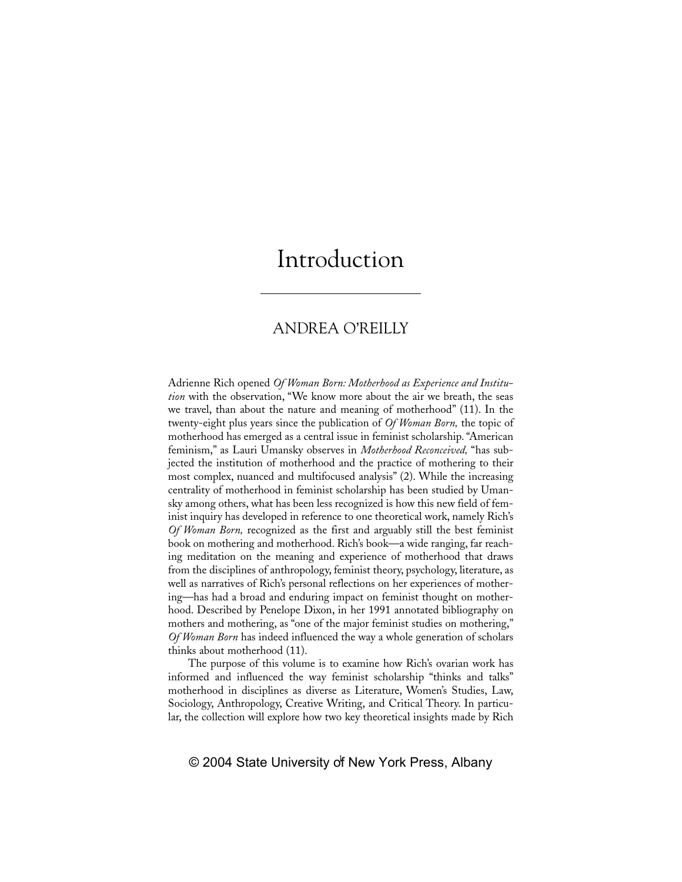# Introduction

## ANDREA O'REILLY

Adrienne Rich opened *Of Woman Born: Motherhood as Experience and Institution* with the observation, "We know more about the air we breath, the seas we travel, than about the nature and meaning of motherhood" (11). In the twenty-eight plus years since the publication of *Of Woman Born,* the topic of motherhood has emerged as a central issue in feminist scholarship. "American feminism," as Lauri Umansky observes in *Motherhood Reconceived,* "has subjected the institution of motherhood and the practice of mothering to their most complex, nuanced and multifocused analysis" (2). While the increasing centrality of motherhood in feminist scholarship has been studied by Umansky among others, what has been less recognized is how this new field of feminist inquiry has developed in reference to one theoretical work, namely Rich's *Of Woman Born,* recognized as the first and arguably still the best feminist book on mothering and motherhood. Rich's book—a wide ranging, far reaching meditation on the meaning and experience of motherhood that draws from the disciplines of anthropology, feminist theory, psychology, literature, as well as narratives of Rich's personal reflections on her experiences of mothering—has had a broad and enduring impact on feminist thought on motherhood. Described by Penelope Dixon, in her 1991 annotated bibliography on mothers and mothering, as "one of the major feminist studies on mothering," *Of Woman Born* has indeed influenced the way a whole generation of scholars thinks about motherhood (11).

The purpose of this volume is to examine how Rich's ovarian work has informed and influenced the way feminist scholarship "thinks and talks" motherhood in disciplines as diverse as Literature, Women's Studies, Law, Sociology, Anthropology, Creative Writing, and Critical Theory. In particular, the collection will explore how two key theoretical insights made by Rich

© 2004 State University of New York Press, Albany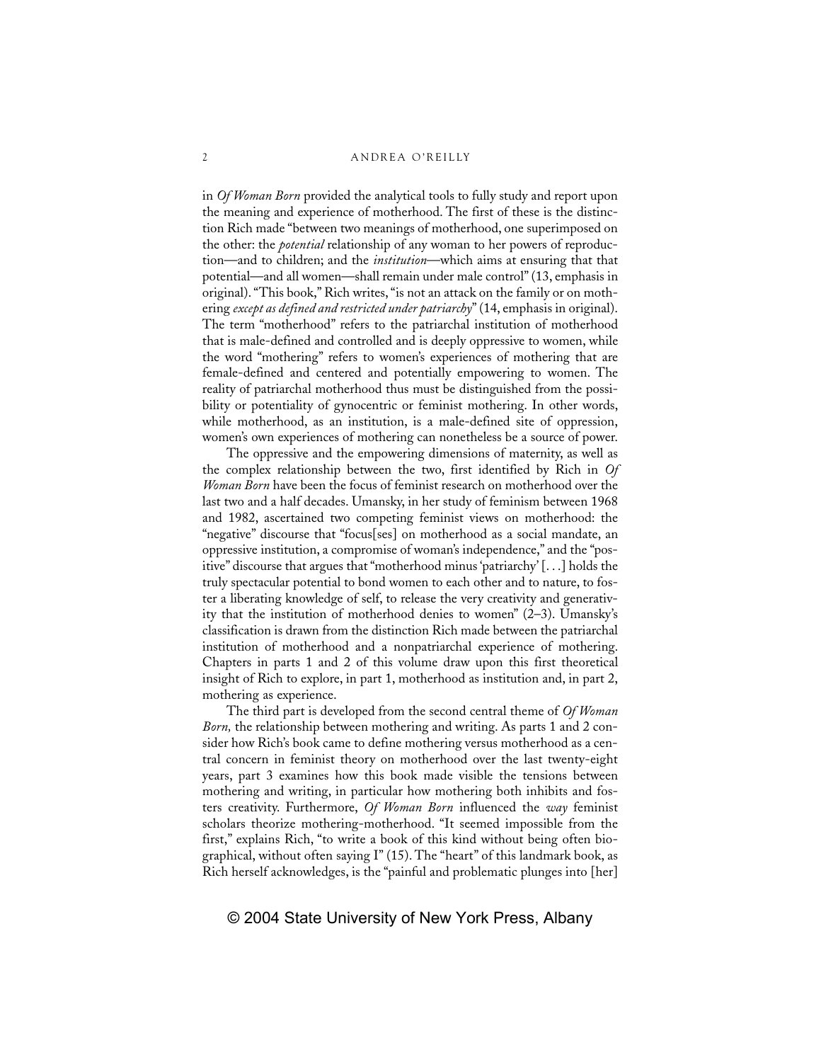in *Of Woman Born* provided the analytical tools to fully study and report upon the meaning and experience of motherhood. The first of these is the distinction Rich made "between two meanings of motherhood, one superimposed on the other: the *potential* relationship of any woman to her powers of reproduction—and to children; and the *institution*—which aims at ensuring that that potential—and all women—shall remain under male control" (13, emphasis in original). "This book," Rich writes, "is not an attack on the family or on mothering *except as defined and restricted under patriarchy*" (14, emphasis in original). The term "motherhood" refers to the patriarchal institution of motherhood that is male-defined and controlled and is deeply oppressive to women, while the word "mothering" refers to women's experiences of mothering that are female-defined and centered and potentially empowering to women. The reality of patriarchal motherhood thus must be distinguished from the possibility or potentiality of gynocentric or feminist mothering. In other words, while motherhood, as an institution, is a male-defined site of oppression, women's own experiences of mothering can nonetheless be a source of power.

The oppressive and the empowering dimensions of maternity, as well as the complex relationship between the two, first identified by Rich in *Of Woman Born* have been the focus of feminist research on motherhood over the last two and a half decades. Umansky, in her study of feminism between 1968 and 1982, ascertained two competing feminist views on motherhood: the "negative" discourse that "focus[ses] on motherhood as a social mandate, an oppressive institution, a compromise of woman's independence," and the "positive" discourse that argues that "motherhood minus 'patriarchy' [. . .] holds the truly spectacular potential to bond women to each other and to nature, to foster a liberating knowledge of self, to release the very creativity and generativity that the institution of motherhood denies to women" (2–3). Umansky's classification is drawn from the distinction Rich made between the patriarchal institution of motherhood and a nonpatriarchal experience of mothering. Chapters in parts 1 and 2 of this volume draw upon this first theoretical insight of Rich to explore, in part 1, motherhood as institution and, in part 2, mothering as experience.

The third part is developed from the second central theme of *Of Woman Born,* the relationship between mothering and writing. As parts 1 and 2 consider how Rich's book came to define mothering versus motherhood as a central concern in feminist theory on motherhood over the last twenty-eight years, part 3 examines how this book made visible the tensions between mothering and writing, in particular how mothering both inhibits and fosters creativity. Furthermore, *Of Woman Born* influenced the *way* feminist scholars theorize mothering-motherhood. "It seemed impossible from the first," explains Rich, "to write a book of this kind without being often biographical, without often saying I" (15). The "heart" of this landmark book, as Rich herself acknowledges, is the "painful and problematic plunges into [her]

© 2004 State University of New York Press, Albany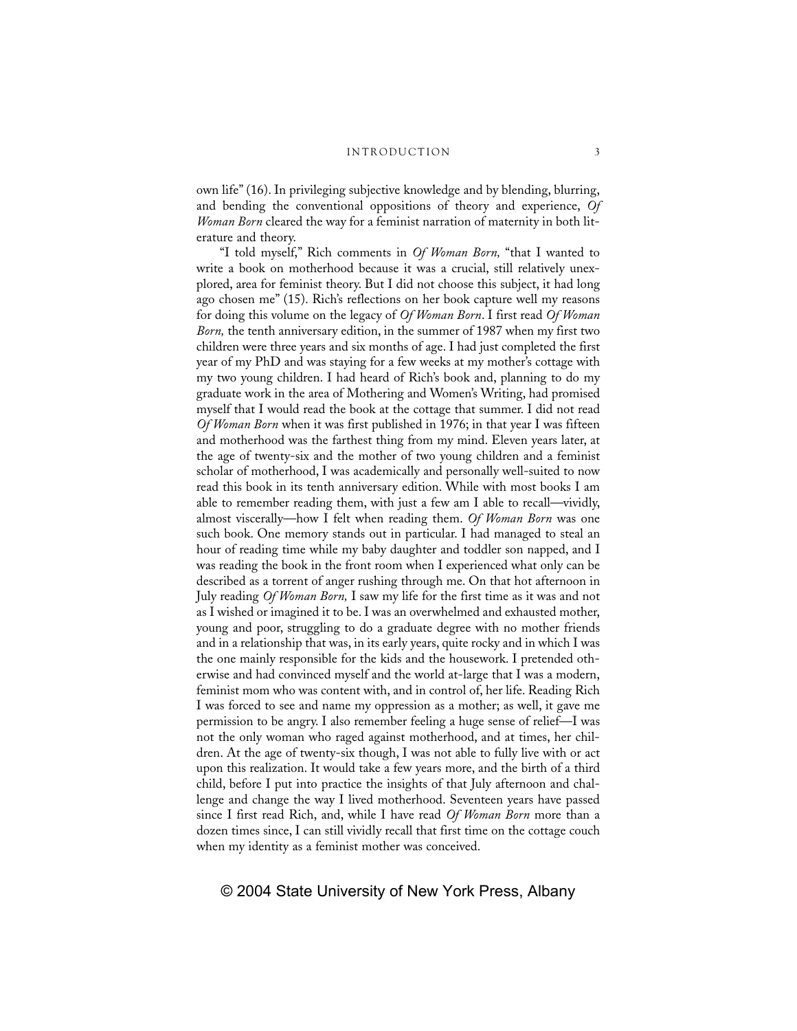own life" (16). In privileging subjective knowledge and by blending, blurring, and bending the conventional oppositions of theory and experience, *Of Woman Born* cleared the way for a feminist narration of maternity in both literature and theory.

"I told myself," Rich comments in *Of Woman Born,* "that I wanted to write a book on motherhood because it was a crucial, still relatively unexplored, area for feminist theory. But I did not choose this subject, it had long ago chosen me" (15). Rich's reflections on her book capture well my reasons for doing this volume on the legacy of *Of Woman Born*. I first read *Of Woman Born,* the tenth anniversary edition, in the summer of 1987 when my first two children were three years and six months of age. I had just completed the first year of my PhD and was staying for a few weeks at my mother's cottage with my two young children. I had heard of Rich's book and, planning to do my graduate work in the area of Mothering and Women's Writing, had promised myself that I would read the book at the cottage that summer. I did not read *Of Woman Born* when it was first published in 1976; in that year I was fifteen and motherhood was the farthest thing from my mind. Eleven years later, at the age of twenty-six and the mother of two young children and a feminist scholar of motherhood, I was academically and personally well-suited to now read this book in its tenth anniversary edition. While with most books I am able to remember reading them, with just a few am I able to recall—vividly, almost viscerally—how I felt when reading them. *Of Woman Born* was one such book. One memory stands out in particular. I had managed to steal an hour of reading time while my baby daughter and toddler son napped, and I was reading the book in the front room when I experienced what only can be described as a torrent of anger rushing through me. On that hot afternoon in July reading *Of Woman Born,* I saw my life for the first time as it was and not as I wished or imagined it to be. I was an overwhelmed and exhausted mother, young and poor, struggling to do a graduate degree with no mother friends and in a relationship that was, in its early years, quite rocky and in which I was the one mainly responsible for the kids and the housework. I pretended otherwise and had convinced myself and the world at-large that I was a modern, feminist mom who was content with, and in control of, her life. Reading Rich I was forced to see and name my oppression as a mother; as well, it gave me permission to be angry. I also remember feeling a huge sense of relief—I was not the only woman who raged against motherhood, and at times, her children. At the age of twenty-six though, I was not able to fully live with or act upon this realization. It would take a few years more, and the birth of a third child, before I put into practice the insights of that July afternoon and challenge and change the way I lived motherhood. Seventeen years have passed since I first read Rich, and, while I have read *Of Woman Born* more than a dozen times since, I can still vividly recall that first time on the cottage couch when my identity as a feminist mother was conceived.

© 2004 State University of New York Press, Albany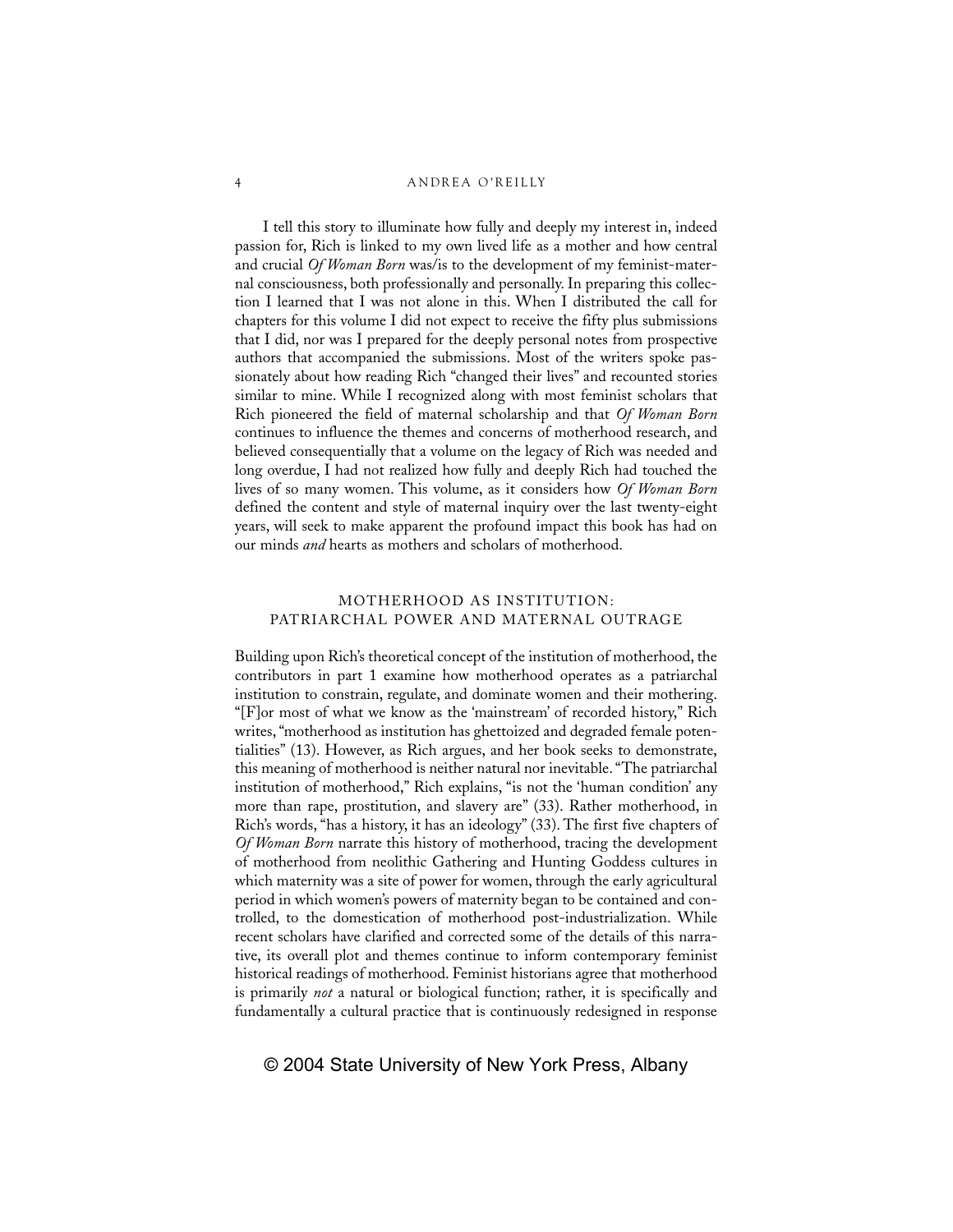I tell this story to illuminate how fully and deeply my interest in, indeed passion for, Rich is linked to my own lived life as a mother and how central and crucial *Of Woman Born* was/is to the development of my feminist-maternal consciousness, both professionally and personally. In preparing this collection I learned that I was not alone in this. When I distributed the call for chapters for this volume I did not expect to receive the fifty plus submissions that I did, nor was I prepared for the deeply personal notes from prospective authors that accompanied the submissions. Most of the writers spoke passionately about how reading Rich "changed their lives" and recounted stories similar to mine. While I recognized along with most feminist scholars that Rich pioneered the field of maternal scholarship and that *Of Woman Born* continues to influence the themes and concerns of motherhood research, and believed consequentially that a volume on the legacy of Rich was needed and long overdue, I had not realized how fully and deeply Rich had touched the lives of so many women. This volume, as it considers how *Of Woman Born* defined the content and style of maternal inquiry over the last twenty-eight years, will seek to make apparent the profound impact this book has had on our minds *and* hearts as mothers and scholars of motherhood.

## MOTHERHOOD AS INSTITUTION: PATRIARCHAL POWER AND MATERNAL OUTRAGE

Building upon Rich's theoretical concept of the institution of motherhood, the contributors in part 1 examine how motherhood operates as a patriarchal institution to constrain, regulate, and dominate women and their mothering. "[F]or most of what we know as the 'mainstream' of recorded history," Rich writes, "motherhood as institution has ghettoized and degraded female potentialities" (13). However, as Rich argues, and her book seeks to demonstrate, this meaning of motherhood is neither natural nor inevitable. "The patriarchal institution of motherhood," Rich explains, "is not the 'human condition' any more than rape, prostitution, and slavery are" (33). Rather motherhood, in Rich's words, "has a history, it has an ideology" (33). The first five chapters of *Of Woman Born* narrate this history of motherhood, tracing the development of motherhood from neolithic Gathering and Hunting Goddess cultures in which maternity was a site of power for women, through the early agricultural period in which women's powers of maternity began to be contained and controlled, to the domestication of motherhood post-industrialization. While recent scholars have clarified and corrected some of the details of this narrative, its overall plot and themes continue to inform contemporary feminist historical readings of motherhood. Feminist historians agree that motherhood is primarily *not* a natural or biological function; rather, it is specifically and fundamentally a cultural practice that is continuously redesigned in response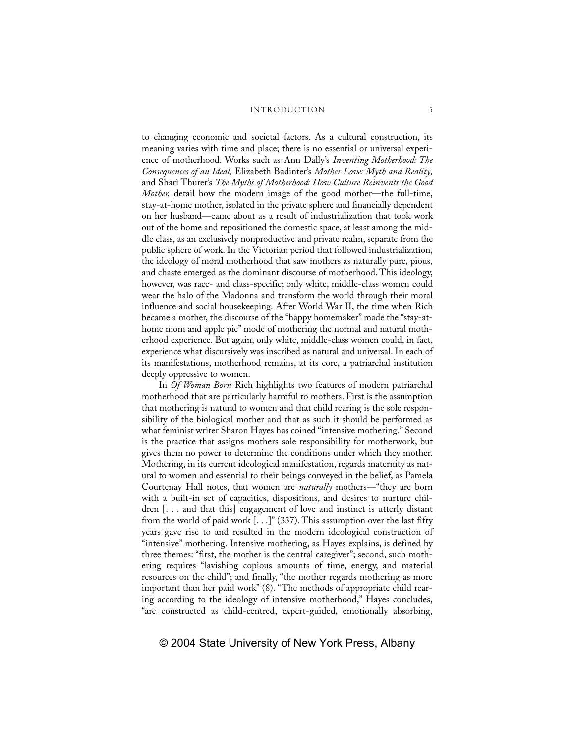to changing economic and societal factors. As a cultural construction, its meaning varies with time and place; there is no essential or universal experience of motherhood. Works such as Ann Dally's *Inventing Motherhood: The Consequences of an Ideal,* Elizabeth Badinter's *Mother Love: Myth and Reality,* and Shari Thurer's *The Myths of Motherhood: How Culture Reinvents the Good Mother,* detail how the modern image of the good mother—the full-time, stay-at-home mother, isolated in the private sphere and financially dependent on her husband—came about as a result of industrialization that took work out of the home and repositioned the domestic space, at least among the middle class, as an exclusively nonproductive and private realm, separate from the public sphere of work. In the Victorian period that followed industrialization, the ideology of moral motherhood that saw mothers as naturally pure, pious, and chaste emerged as the dominant discourse of motherhood. This ideology, however, was race- and class-specific; only white, middle-class women could wear the halo of the Madonna and transform the world through their moral influence and social housekeeping. After World War II, the time when Rich became a mother, the discourse of the "happy homemaker" made the "stay-at-home mom and apple pie" mode of mothering the normal and natural motherhood experience. But again, only white, middle-class women could, in fact, experience what discursively was inscribed as natural and universal. In each of its manifestations, motherhood remains, at its core, a patriarchal institution deeply oppressive to women.

In *Of Woman Born* Rich highlights two features of modern patriarchal motherhood that are particularly harmful to mothers. First is the assumption that mothering is natural to women and that child rearing is the sole responsibility of the biological mother and that as such it should be performed as what feminist writer Sharon Hayes has coined "intensive mothering." Second is the practice that assigns mothers sole responsibility for motherwork, but gives them no power to determine the conditions under which they mother. Mothering, in its current ideological manifestation, regards maternity as natural to women and essential to their beings conveyed in the belief, as Pamela Courtenay Hall notes, that women are *naturally* mothers—"they are born with a built-in set of capacities, dispositions, and desires to nurture children [. . . and that this] engagement of love and instinct is utterly distant from the world of paid work [. . .]" (337). This assumption over the last fifty years gave rise to and resulted in the modern ideological construction of "intensive" mothering. Intensive mothering, as Hayes explains, is defined by three themes: "first, the mother is the central caregiver"; second, such mothering requires "lavishing copious amounts of time, energy, and material resources on the child"; and finally, "the mother regards mothering as more important than her paid work" (8). "The methods of appropriate child rearing according to the ideology of intensive motherhood," Hayes concludes, "are constructed as child-centred, expert-guided, emotionally absorbing,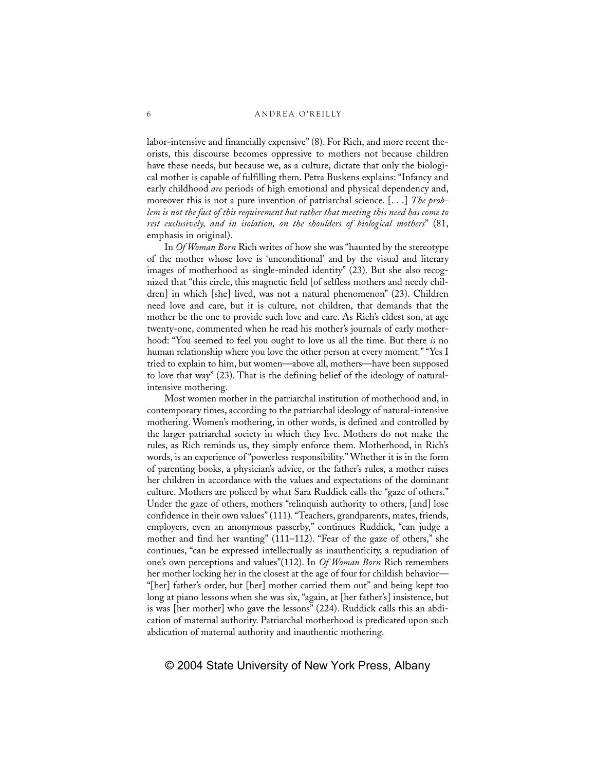labor-intensive and financially expensive" (8). For Rich, and more recent theorists, this discourse becomes oppressive to mothers not because children have these needs, but because we, as a culture, dictate that only the biological mother is capable of fulfilling them. Petra Buskens explains: "Infancy and early childhood *are* periods of high emotional and physical dependency and, moreover this is not a pure invention of patriarchal science. [. . .] *The problem is not the fact of this requirement but rather that meeting this need has come to rest exclusively, and in isolation, on the shoulders of biological mothers*" (81, emphasis in original).

In *Of Woman Born* Rich writes of how she was "haunted by the stereotype of the mother whose love is 'unconditional' and by the visual and literary images of motherhood as single-minded identity" (23). But she also recognized that "this circle, this magnetic field [of selfless mothers and needy children] in which [she] lived, was not a natural phenomenon" (23). Children need love and care, but it is culture, not children, that demands that the mother be the one to provide such love and care. As Rich's eldest son, at age twenty-one, commented when he read his mother's journals of early motherhood: "You seemed to feel you ought to love us all the time. But there *is* no human relationship where you love the other person at every moment." "Yes I tried to explain to him, but women—above all, mothers—have been supposed to love that way" (23). That is the defining belief of the ideology of natural-intensive mothering.

Most women mother in the patriarchal institution of motherhood and, in contemporary times, according to the patriarchal ideology of natural-intensive mothering. Women's mothering, in other words, is defined and controlled by the larger patriarchal society in which they live. Mothers do not make the rules, as Rich reminds us, they simply enforce them. Motherhood, in Rich's words, is an experience of "powerless responsibility." Whether it is in the form of parenting books, a physician's advice, or the father's rules, a mother raises her children in accordance with the values and expectations of the dominant culture. Mothers are policed by what Sara Ruddick calls the "gaze of others." Under the gaze of others, mothers "relinquish authority to others, [and] lose confidence in their own values" (111). "Teachers, grandparents, mates, friends, employers, even an anonymous passerby," continues Ruddick, "can judge a mother and find her wanting" (111–112). "Fear of the gaze of others," she continues, "can be expressed intellectually as inauthenticity, a repudiation of one's own perceptions and values"(112). In *Of Woman Born* Rich remembers her mother locking her in the closest at the age of four for childish behavior—"[her] father's order, but [her] mother carried them out" and being kept too long at piano lessons when she was six, "again, at [her father's] insistence, but is was [her mother] who gave the lessons" (224). Ruddick calls this an abdication of maternal authority. Patriarchal motherhood is predicated upon such abdication of maternal authority and inauthentic mothering.

© 2004 State University of New York Press, Albany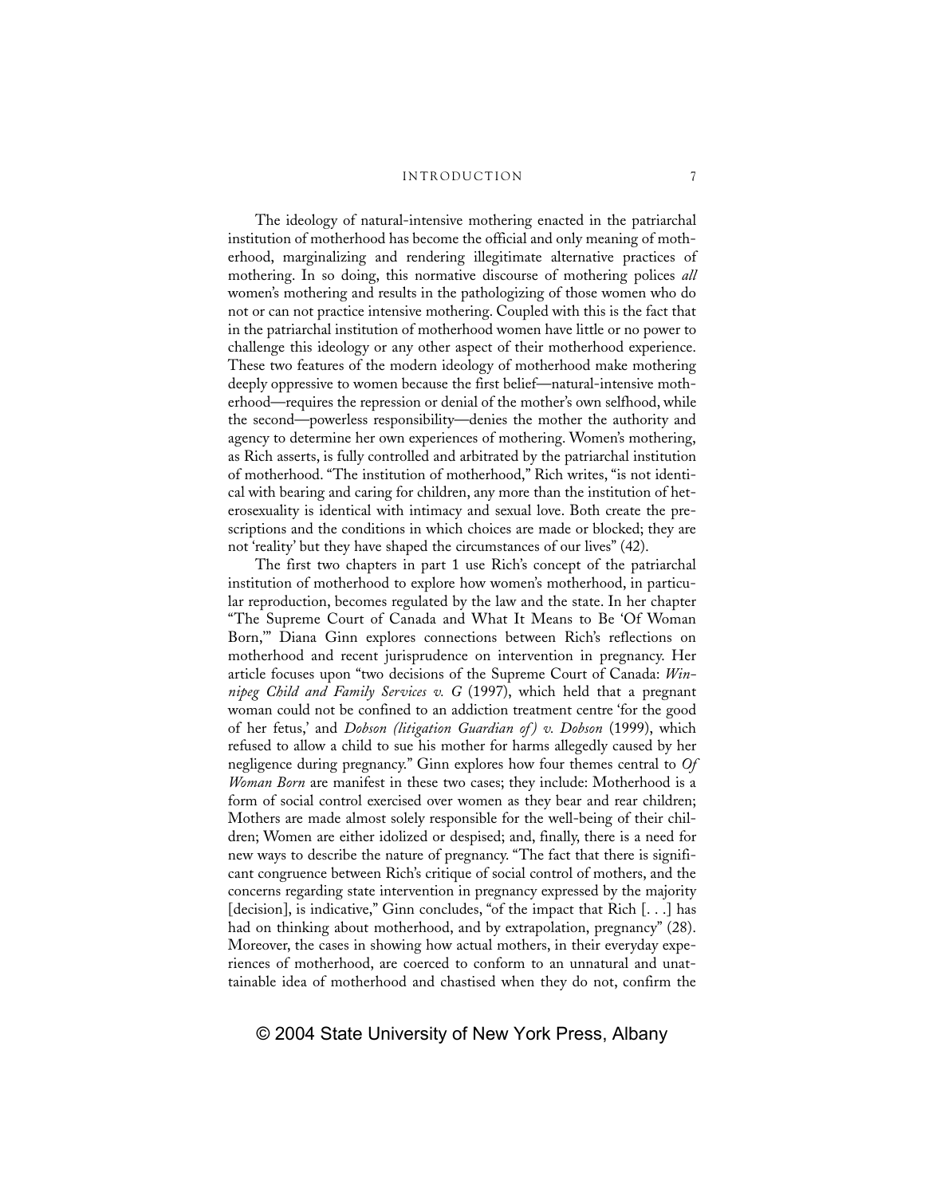The ideology of natural-intensive mothering enacted in the patriarchal institution of motherhood has become the official and only meaning of motherhood, marginalizing and rendering illegitimate alternative practices of mothering. In so doing, this normative discourse of mothering polices *all* women's mothering and results in the pathologizing of those women who do not or can not practice intensive mothering. Coupled with this is the fact that in the patriarchal institution of motherhood women have little or no power to challenge this ideology or any other aspect of their motherhood experience. These two features of the modern ideology of motherhood make mothering deeply oppressive to women because the first belief—natural-intensive motherhood—requires the repression or denial of the mother's own selfhood, while the second—powerless responsibility—denies the mother the authority and agency to determine her own experiences of mothering. Women's mothering, as Rich asserts, is fully controlled and arbitrated by the patriarchal institution of motherhood. "The institution of motherhood," Rich writes, "is not identical with bearing and caring for children, any more than the institution of heterosexuality is identical with intimacy and sexual love. Both create the prescriptions and the conditions in which choices are made or blocked; they are not 'reality' but they have shaped the circumstances of our lives" (42).

The first two chapters in part 1 use Rich's concept of the patriarchal institution of motherhood to explore how women's motherhood, in particular reproduction, becomes regulated by the law and the state. In her chapter "The Supreme Court of Canada and What It Means to Be 'Of Woman Born,'" Diana Ginn explores connections between Rich's reflections on motherhood and recent jurisprudence on intervention in pregnancy. Her article focuses upon "two decisions of the Supreme Court of Canada: *Winnipeg Child and Family Services v. G* (1997), which held that a pregnant woman could not be confined to an addiction treatment centre 'for the good of her fetus,' and *Dobson (litigation Guardian of) v. Dobson* (1999), which refused to allow a child to sue his mother for harms allegedly caused by her negligence during pregnancy." Ginn explores how four themes central to *Of Woman Born* are manifest in these two cases; they include: Motherhood is a form of social control exercised over women as they bear and rear children; Mothers are made almost solely responsible for the well-being of their children; Women are either idolized or despised; and, finally, there is a need for new ways to describe the nature of pregnancy. "The fact that there is significant congruence between Rich's critique of social control of mothers, and the concerns regarding state intervention in pregnancy expressed by the majority [decision], is indicative," Ginn concludes, "of the impact that Rich [. . .] has had on thinking about motherhood, and by extrapolation, pregnancy" (28). Moreover, the cases in showing how actual mothers, in their everyday experiences of motherhood, are coerced to conform to an unnatural and unattainable idea of motherhood and chastised when they do not, confirm the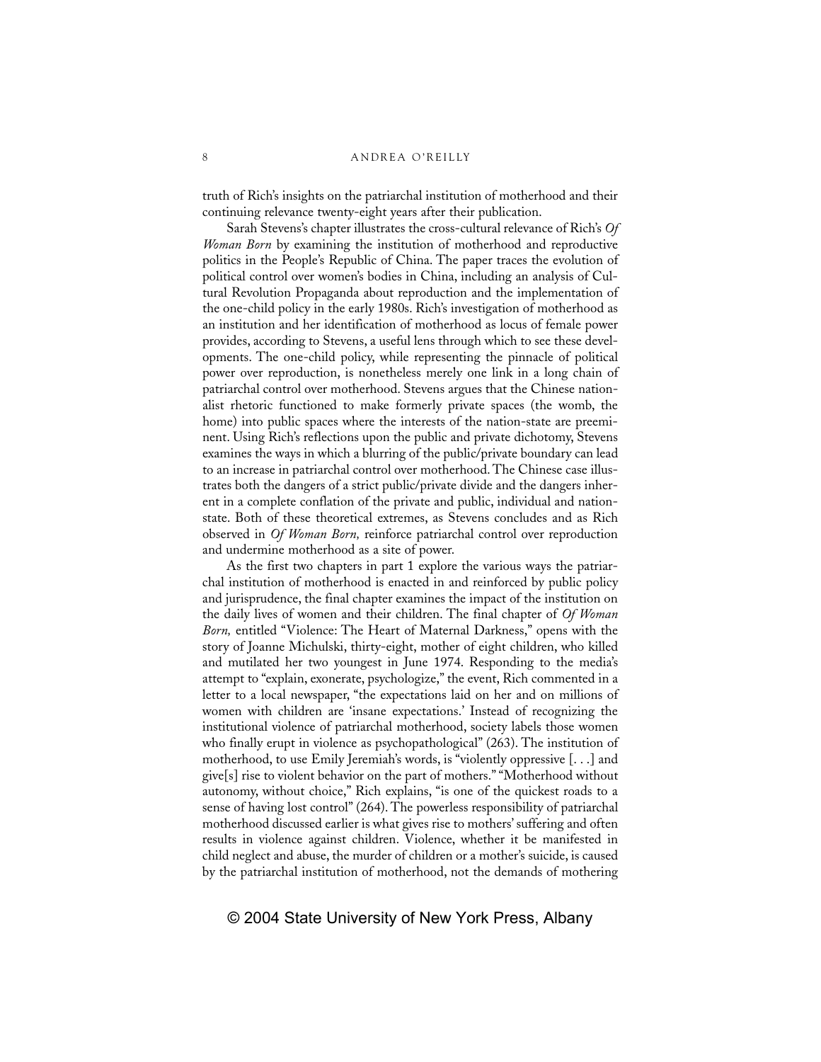truth of Rich's insights on the patriarchal institution of motherhood and their continuing relevance twenty-eight years after their publication.

Sarah Stevens's chapter illustrates the cross-cultural relevance of Rich's *Of Woman Born* by examining the institution of motherhood and reproductive politics in the People's Republic of China. The paper traces the evolution of political control over women's bodies in China, including an analysis of Cultural Revolution Propaganda about reproduction and the implementation of the one-child policy in the early 1980s. Rich's investigation of motherhood as an institution and her identification of motherhood as locus of female power provides, according to Stevens, a useful lens through which to see these developments. The one-child policy, while representing the pinnacle of political power over reproduction, is nonetheless merely one link in a long chain of patriarchal control over motherhood. Stevens argues that the Chinese nationalist rhetoric functioned to make formerly private spaces (the womb, the home) into public spaces where the interests of the nation-state are preeminent. Using Rich's reflections upon the public and private dichotomy, Stevens examines the ways in which a blurring of the public/private boundary can lead to an increase in patriarchal control over motherhood. The Chinese case illustrates both the dangers of a strict public/private divide and the dangers inherent in a complete conflation of the private and public, individual and nation-state. Both of these theoretical extremes, as Stevens concludes and as Rich observed in *Of Woman Born,* reinforce patriarchal control over reproduction and undermine motherhood as a site of power.

As the first two chapters in part 1 explore the various ways the patriarchal institution of motherhood is enacted in and reinforced by public policy and jurisprudence, the final chapter examines the impact of the institution on the daily lives of women and their children. The final chapter of *Of Woman Born,* entitled "Violence: The Heart of Maternal Darkness," opens with the story of Joanne Michulski, thirty-eight, mother of eight children, who killed and mutilated her two youngest in June 1974. Responding to the media's attempt to "explain, exonerate, psychologize," the event, Rich commented in a letter to a local newspaper, "the expectations laid on her and on millions of women with children are 'insane expectations.' Instead of recognizing the institutional violence of patriarchal motherhood, society labels those women who finally erupt in violence as psychopathological" (263). The institution of motherhood, to use Emily Jeremiah's words, is "violently oppressive [. . .] and give[s] rise to violent behavior on the part of mothers." "Motherhood without autonomy, without choice," Rich explains, "is one of the quickest roads to a sense of having lost control" (264). The powerless responsibility of patriarchal motherhood discussed earlier is what gives rise to mothers' suffering and often results in violence against children. Violence, whether it be manifested in child neglect and abuse, the murder of children or a mother's suicide, is caused by the patriarchal institution of motherhood, not the demands of mothering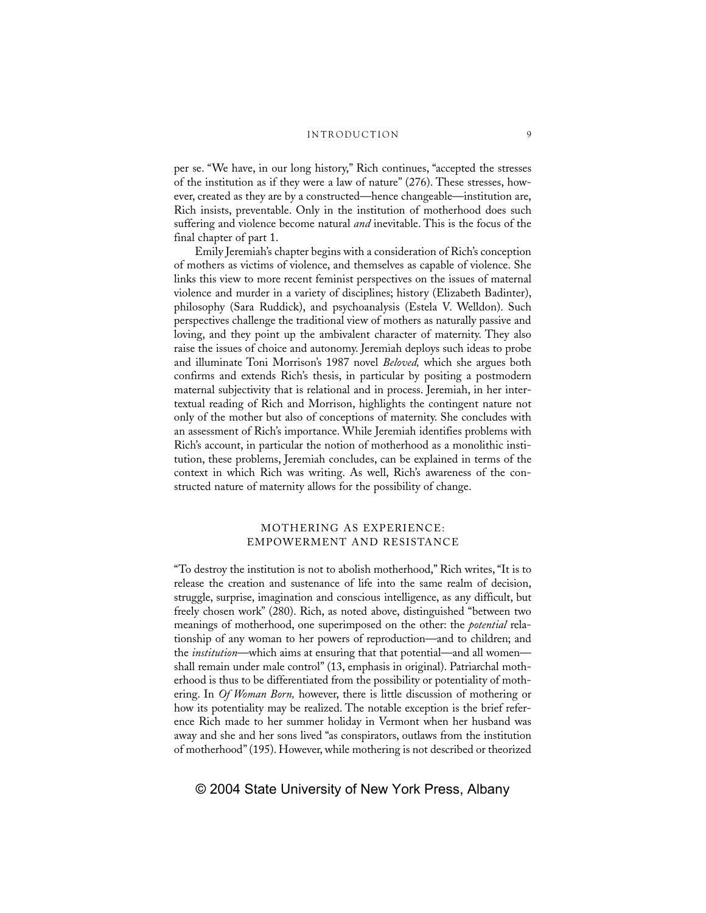per se. "We have, in our long history," Rich continues, "accepted the stresses of the institution as if they were a law of nature" (276). These stresses, however, created as they are by a constructed—hence changeable—institution are, Rich insists, preventable. Only in the institution of motherhood does such suffering and violence become natural *and* inevitable. This is the focus of the final chapter of part 1.

Emily Jeremiah's chapter begins with a consideration of Rich's conception of mothers as victims of violence, and themselves as capable of violence. She links this view to more recent feminist perspectives on the issues of maternal violence and murder in a variety of disciplines; history (Elizabeth Badinter), philosophy (Sara Ruddick), and psychoanalysis (Estela V. Welldon). Such perspectives challenge the traditional view of mothers as naturally passive and loving, and they point up the ambivalent character of maternity. They also raise the issues of choice and autonomy. Jeremiah deploys such ideas to probe and illuminate Toni Morrison's 1987 novel *Beloved,* which she argues both confirms and extends Rich's thesis, in particular by positing a postmodern maternal subjectivity that is relational and in process. Jeremiah, in her intertextual reading of Rich and Morrison, highlights the contingent nature not only of the mother but also of conceptions of maternity. She concludes with an assessment of Rich's importance. While Jeremiah identifies problems with Rich's account, in particular the notion of motherhood as a monolithic institution, these problems, Jeremiah concludes, can be explained in terms of the context in which Rich was writing. As well, Rich's awareness of the constructed nature of maternity allows for the possibility of change.

## MOTHERING AS EXPERIENCE: EMPOWERMENT AND RESISTANCE

"To destroy the institution is not to abolish motherhood," Rich writes, "It is to release the creation and sustenance of life into the same realm of decision, struggle, surprise, imagination and conscious intelligence, as any difficult, but freely chosen work" (280). Rich, as noted above, distinguished "between two meanings of motherhood, one superimposed on the other: the *potential* relationship of any woman to her powers of reproduction—and to children; and the *institution*—which aims at ensuring that that potential—and all women—shall remain under male control" (13, emphasis in original). Patriarchal motherhood is thus to be differentiated from the possibility or potentiality of mothering. In *Of Woman Born,* however, there is little discussion of mothering or how its potentiality may be realized. The notable exception is the brief reference Rich made to her summer holiday in Vermont when her husband was away and she and her sons lived "as conspirators, outlaws from the institution of motherhood" (195). However, while mothering is not described or theorized

© 2004 State University of New York Press, Albany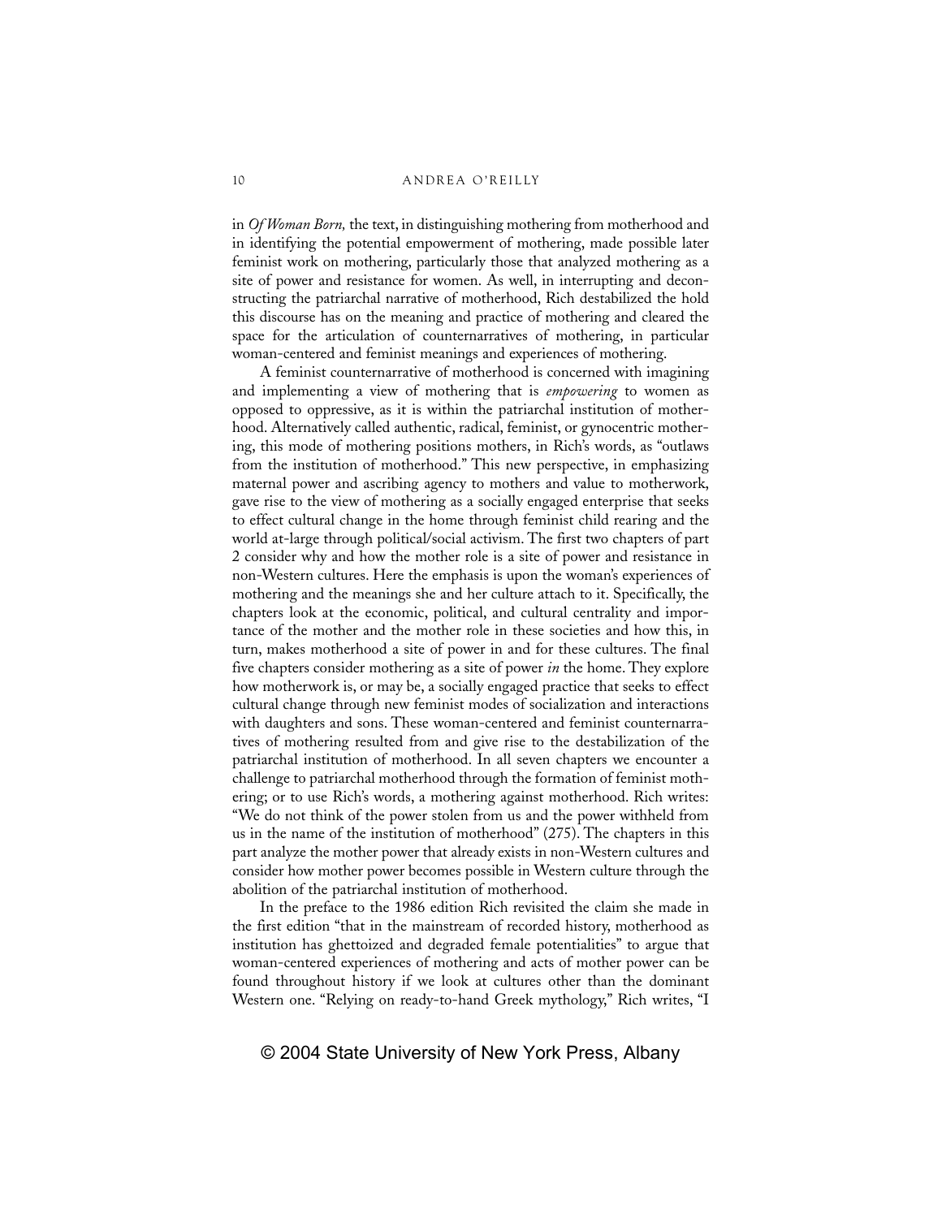in *Of Woman Born,* the text, in distinguishing mothering from motherhood and in identifying the potential empowerment of mothering, made possible later feminist work on mothering, particularly those that analyzed mothering as a site of power and resistance for women. As well, in interrupting and deconstructing the patriarchal narrative of motherhood, Rich destabilized the hold this discourse has on the meaning and practice of mothering and cleared the space for the articulation of counternarratives of mothering, in particular woman-centered and feminist meanings and experiences of mothering.

A feminist counternarrative of motherhood is concerned with imagining and implementing a view of mothering that is *empowering* to women as opposed to oppressive, as it is within the patriarchal institution of motherhood. Alternatively called authentic, radical, feminist, or gynocentric mothering, this mode of mothering positions mothers, in Rich's words, as "outlaws from the institution of motherhood." This new perspective, in emphasizing maternal power and ascribing agency to mothers and value to motherwork, gave rise to the view of mothering as a socially engaged enterprise that seeks to effect cultural change in the home through feminist child rearing and the world at-large through political/social activism. The first two chapters of part 2 consider why and how the mother role is a site of power and resistance in non-Western cultures. Here the emphasis is upon the woman's experiences of mothering and the meanings she and her culture attach to it. Specifically, the chapters look at the economic, political, and cultural centrality and importance of the mother and the mother role in these societies and how this, in turn, makes motherhood a site of power in and for these cultures. The final five chapters consider mothering as a site of power *in* the home. They explore how motherwork is, or may be, a socially engaged practice that seeks to effect cultural change through new feminist modes of socialization and interactions with daughters and sons. These woman-centered and feminist counternarratives of mothering resulted from and give rise to the destabilization of the patriarchal institution of motherhood. In all seven chapters we encounter a challenge to patriarchal motherhood through the formation of feminist mothering; or to use Rich's words, a mothering against motherhood. Rich writes: "We do not think of the power stolen from us and the power withheld from us in the name of the institution of motherhood" (275). The chapters in this part analyze the mother power that already exists in non-Western cultures and consider how mother power becomes possible in Western culture through the abolition of the patriarchal institution of motherhood.

In the preface to the 1986 edition Rich revisited the claim she made in the first edition "that in the mainstream of recorded history, motherhood as institution has ghettoized and degraded female potentialities" to argue that woman-centered experiences of mothering and acts of mother power can be found throughout history if we look at cultures other than the dominant Western one. "Relying on ready-to-hand Greek mythology," Rich writes, "I

© 2004 State University of New York Press, Albany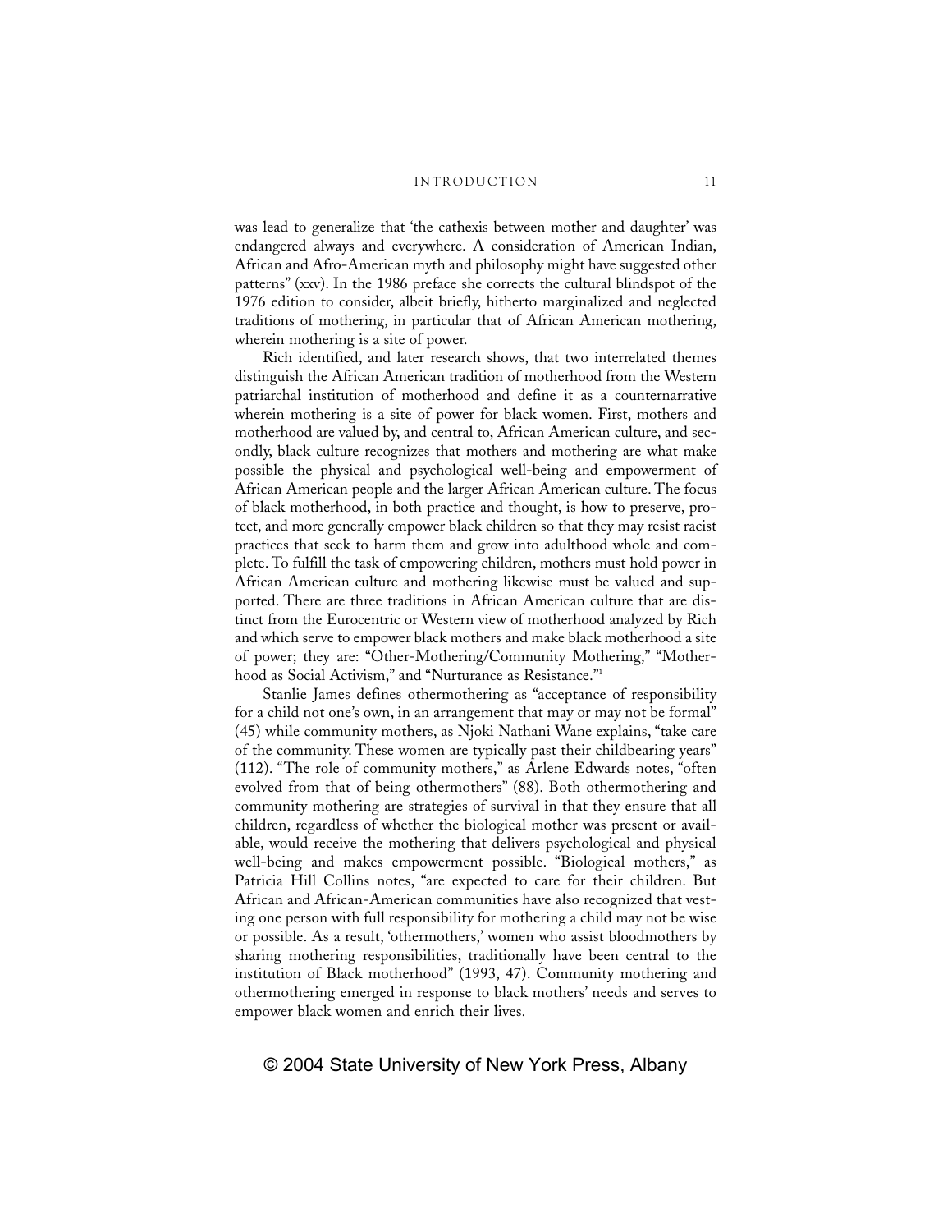was lead to generalize that 'the cathexis between mother and daughter' was endangered always and everywhere. A consideration of American Indian, African and Afro-American myth and philosophy might have suggested other patterns" (xxv). In the 1986 preface she corrects the cultural blindspot of the 1976 edition to consider, albeit briefly, hitherto marginalized and neglected traditions of mothering, in particular that of African American mothering, wherein mothering is a site of power.

Rich identified, and later research shows, that two interrelated themes distinguish the African American tradition of motherhood from the Western patriarchal institution of motherhood and define it as a counternarrative wherein mothering is a site of power for black women. First, mothers and motherhood are valued by, and central to, African American culture, and secondly, black culture recognizes that mothers and mothering are what make possible the physical and psychological well-being and empowerment of African American people and the larger African American culture. The focus of black motherhood, in both practice and thought, is how to preserve, protect, and more generally empower black children so that they may resist racist practices that seek to harm them and grow into adulthood whole and complete. To fulfill the task of empowering children, mothers must hold power in African American culture and mothering likewise must be valued and supported. There are three traditions in African American culture that are distinct from the Eurocentric or Western view of motherhood analyzed by Rich and which serve to empower black mothers and make black motherhood a site of power; they are: "Other-Mothering/Community Mothering," "Motherhood as Social Activism," and "Nurturance as Resistance."[1]

Stanlie James defines othermothering as "acceptance of responsibility for a child not one's own, in an arrangement that may or may not be formal" (45) while community mothers, as Njoki Nathani Wane explains, "take care of the community. These women are typically past their childbearing years" (112). "The role of community mothers," as Arlene Edwards notes, "often evolved from that of being othermothers" (88). Both othermothering and community mothering are strategies of survival in that they ensure that all children, regardless of whether the biological mother was present or available, would receive the mothering that delivers psychological and physical well-being and makes empowerment possible. "Biological mothers," as Patricia Hill Collins notes, "are expected to care for their children. But African and African-American communities have also recognized that vesting one person with full responsibility for mothering a child may not be wise or possible. As a result, 'othermothers,' women who assist bloodmothers by sharing mothering responsibilities, traditionally have been central to the institution of Black motherhood" (1993, 47). Community mothering and othermothering emerged in response to black mothers' needs and serves to empower black women and enrich their lives.

© 2004 State University of New York Press, Albany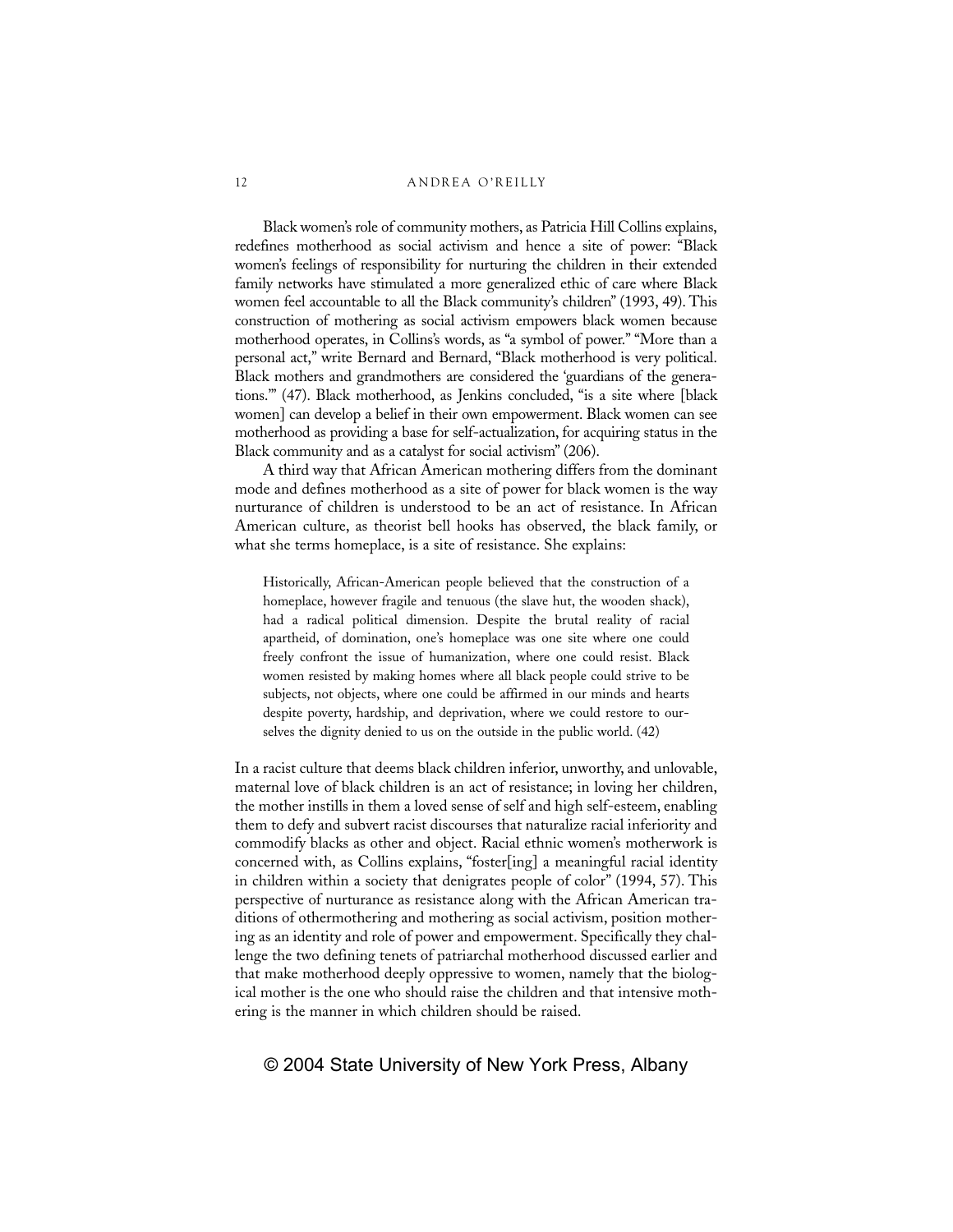Black women's role of community mothers, as Patricia Hill Collins explains, redefines motherhood as social activism and hence a site of power: "Black women's feelings of responsibility for nurturing the children in their extended family networks have stimulated a more generalized ethic of care where Black women feel accountable to all the Black community's children" (1993, 49). This construction of mothering as social activism empowers black women because motherhood operates, in Collins's words, as "a symbol of power." "More than a personal act," write Bernard and Bernard, "Black motherhood is very political. Black mothers and grandmothers are considered the 'guardians of the generations.'" (47). Black motherhood, as Jenkins concluded, "is a site where [black women] can develop a belief in their own empowerment. Black women can see motherhood as providing a base for self-actualization, for acquiring status in the Black community and as a catalyst for social activism" (206).

A third way that African American mothering differs from the dominant mode and defines motherhood as a site of power for black women is the way nurturance of children is understood to be an act of resistance. In African American culture, as theorist bell hooks has observed, the black family, or what she terms homeplace, is a site of resistance. She explains:

> Historically, African-American people believed that the construction of a homeplace, however fragile and tenuous (the slave hut, the wooden shack), had a radical political dimension. Despite the brutal reality of racial apartheid, of domination, one's homeplace was one site where one could freely confront the issue of humanization, where one could resist. Black women resisted by making homes where all black people could strive to be subjects, not objects, where one could be affirmed in our minds and hearts despite poverty, hardship, and deprivation, where we could restore to ourselves the dignity denied to us on the outside in the public world. (42)

In a racist culture that deems black children inferior, unworthy, and unlovable, maternal love of black children is an act of resistance; in loving her children, the mother instills in them a loved sense of self and high self-esteem, enabling them to defy and subvert racist discourses that naturalize racial inferiority and commodify blacks as other and object. Racial ethnic women's motherwork is concerned with, as Collins explains, "foster[ing] a meaningful racial identity in children within a society that denigrates people of color" (1994, 57). This perspective of nurturance as resistance along with the African American traditions of othermothering and mothering as social activism, position mothering as an identity and role of power and empowerment. Specifically they challenge the two defining tenets of patriarchal motherhood discussed earlier and that make motherhood deeply oppressive to women, namely that the biological mother is the one who should raise the children and that intensive mothering is the manner in which children should be raised.

© 2004 State University of New York Press, Albany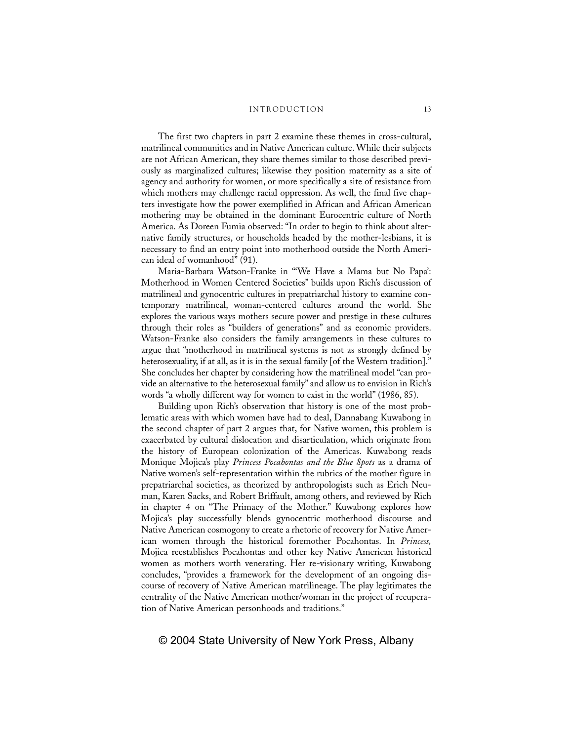The first two chapters in part 2 examine these themes in cross-cultural, matrilineal communities and in Native American culture. While their subjects are not African American, they share themes similar to those described previously as marginalized cultures; likewise they position maternity as a site of agency and authority for women, or more specifically a site of resistance from which mothers may challenge racial oppression. As well, the final five chapters investigate how the power exemplified in African and African American mothering may be obtained in the dominant Eurocentric culture of North America. As Doreen Fumia observed: "In order to begin to think about alternative family structures, or households headed by the mother-lesbians, it is necessary to find an entry point into motherhood outside the North American ideal of womanhood" (91).

Maria-Barbara Watson-Franke in "'We Have a Mama but No Papa': Motherhood in Women Centered Societies" builds upon Rich's discussion of matrilineal and gynocentric cultures in prepatriarchal history to examine contemporary matrilineal, woman-centered cultures around the world. She explores the various ways mothers secure power and prestige in these cultures through their roles as "builders of generations" and as economic providers. Watson-Franke also considers the family arrangements in these cultures to argue that "motherhood in matrilineal systems is not as strongly defined by heterosexuality, if at all, as it is in the sexual family [of the Western tradition]." She concludes her chapter by considering how the matrilineal model "can provide an alternative to the heterosexual family" and allow us to envision in Rich's words "a wholly different way for women to exist in the world" (1986, 85).

Building upon Rich's observation that history is one of the most problematic areas with which women have had to deal, Dannabang Kuwabong in the second chapter of part 2 argues that, for Native women, this problem is exacerbated by cultural dislocation and disarticulation, which originate from the history of European colonization of the Americas. Kuwabong reads Monique Mojica's play *Princess Pocahontas and the Blue Spots* as a drama of Native women's self-representation within the rubrics of the mother figure in prepatriarchal societies, as theorized by anthropologists such as Erich Neuman, Karen Sacks, and Robert Briffault, among others, and reviewed by Rich in chapter 4 on "The Primacy of the Mother." Kuwabong explores how Mojica's play successfully blends gynocentric motherhood discourse and Native American cosmogony to create a rhetoric of recovery for Native American women through the historical foremother Pocahontas. In *Princess,* Mojica reestablishes Pocahontas and other key Native American historical women as mothers worth venerating. Her re-visionary writing, Kuwabong concludes, "provides a framework for the development of an ongoing discourse of recovery of Native American matrilineage. The play legitimates the centrality of the Native American mother/woman in the project of recuperation of Native American personhoods and traditions."

© 2004 State University of New York Press, Albany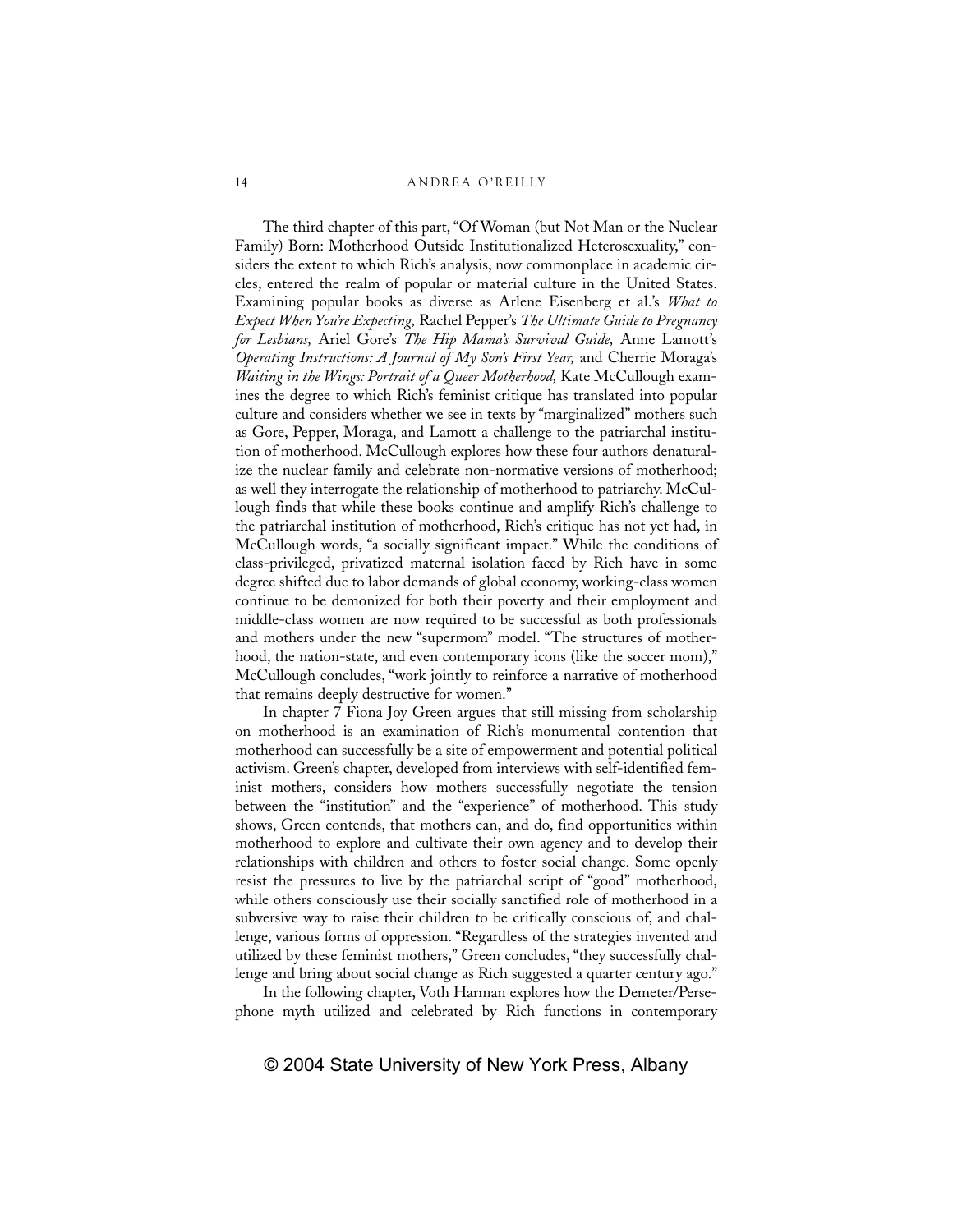The third chapter of this part, "Of Woman (but Not Man or the Nuclear Family) Born: Motherhood Outside Institutionalized Heterosexuality," considers the extent to which Rich's analysis, now commonplace in academic circles, entered the realm of popular or material culture in the United States. Examining popular books as diverse as Arlene Eisenberg et al.'s *What to Expect When You're Expecting,* Rachel Pepper's *The Ultimate Guide to Pregnancy for Lesbians,* Ariel Gore's *The Hip Mama's Survival Guide,* Anne Lamott's *Operating Instructions: A Journal of My Son's First Year,* and Cherrie Moraga's *Waiting in the Wings: Portrait of a Queer Motherhood,* Kate McCullough examines the degree to which Rich's feminist critique has translated into popular culture and considers whether we see in texts by "marginalized" mothers such as Gore, Pepper, Moraga, and Lamott a challenge to the patriarchal institution of motherhood. McCullough explores how these four authors denaturalize the nuclear family and celebrate non-normative versions of motherhood; as well they interrogate the relationship of motherhood to patriarchy. McCullough finds that while these books continue and amplify Rich's challenge to the patriarchal institution of motherhood, Rich's critique has not yet had, in McCullough words, "a socially significant impact." While the conditions of class-privileged, privatized maternal isolation faced by Rich have in some degree shifted due to labor demands of global economy, working-class women continue to be demonized for both their poverty and their employment and middle-class women are now required to be successful as both professionals and mothers under the new "supermom" model. "The structures of motherhood, the nation-state, and even contemporary icons (like the soccer mom)," McCullough concludes, "work jointly to reinforce a narrative of motherhood that remains deeply destructive for women."

In chapter 7 Fiona Joy Green argues that still missing from scholarship on motherhood is an examination of Rich's monumental contention that motherhood can successfully be a site of empowerment and potential political activism. Green's chapter, developed from interviews with self-identified feminist mothers, considers how mothers successfully negotiate the tension between the "institution" and the "experience" of motherhood. This study shows, Green contends, that mothers can, and do, find opportunities within motherhood to explore and cultivate their own agency and to develop their relationships with children and others to foster social change. Some openly resist the pressures to live by the patriarchal script of "good" motherhood, while others consciously use their socially sanctified role of motherhood in a subversive way to raise their children to be critically conscious of, and challenge, various forms of oppression. "Regardless of the strategies invented and utilized by these feminist mothers," Green concludes, "they successfully challenge and bring about social change as Rich suggested a quarter century ago."

In the following chapter, Voth Harman explores how the Demeter/Persephone myth utilized and celebrated by Rich functions in contemporary

© 2004 State University of New York Press, Albany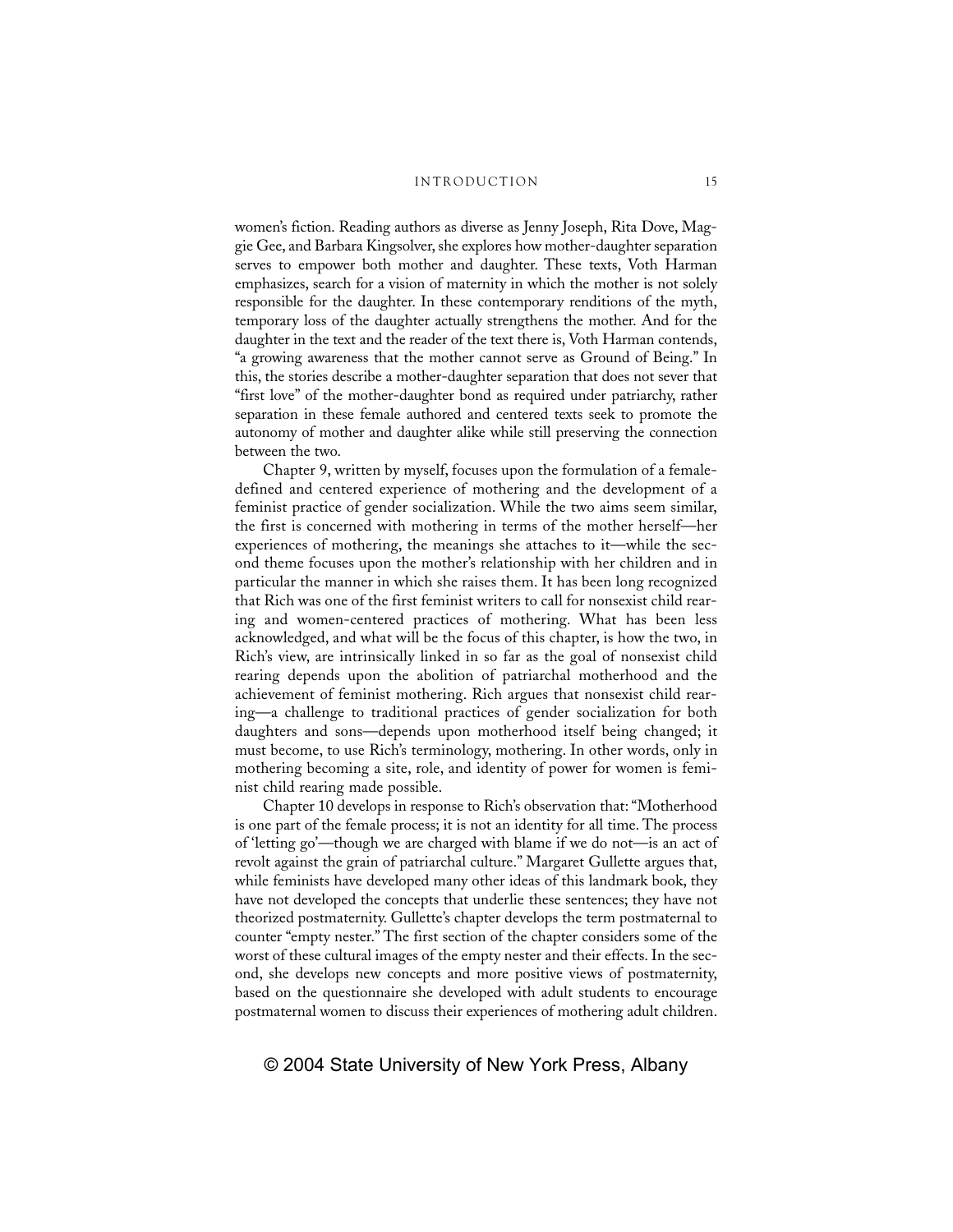women's fiction. Reading authors as diverse as Jenny Joseph, Rita Dove, Maggie Gee, and Barbara Kingsolver, she explores how mother-daughter separation serves to empower both mother and daughter. These texts, Voth Harman emphasizes, search for a vision of maternity in which the mother is not solely responsible for the daughter. In these contemporary renditions of the myth, temporary loss of the daughter actually strengthens the mother. And for the daughter in the text and the reader of the text there is, Voth Harman contends, "a growing awareness that the mother cannot serve as Ground of Being." In this, the stories describe a mother-daughter separation that does not sever that "first love" of the mother-daughter bond as required under patriarchy, rather separation in these female authored and centered texts seek to promote the autonomy of mother and daughter alike while still preserving the connection between the two.

Chapter 9, written by myself, focuses upon the formulation of a female-defined and centered experience of mothering and the development of a feminist practice of gender socialization. While the two aims seem similar, the first is concerned with mothering in terms of the mother herself—her experiences of mothering, the meanings she attaches to it—while the second theme focuses upon the mother's relationship with her children and in particular the manner in which she raises them. It has been long recognized that Rich was one of the first feminist writers to call for nonsexist child rearing and women-centered practices of mothering. What has been less acknowledged, and what will be the focus of this chapter, is how the two, in Rich's view, are intrinsically linked in so far as the goal of nonsexist child rearing depends upon the abolition of patriarchal motherhood and the achievement of feminist mothering. Rich argues that nonsexist child rearing—a challenge to traditional practices of gender socialization for both daughters and sons—depends upon motherhood itself being changed; it must become, to use Rich's terminology, mothering. In other words, only in mothering becoming a site, role, and identity of power for women is feminist child rearing made possible.

Chapter 10 develops in response to Rich's observation that: "Motherhood is one part of the female process; it is not an identity for all time. The process of 'letting go'—though we are charged with blame if we do not—is an act of revolt against the grain of patriarchal culture." Margaret Gullette argues that, while feminists have developed many other ideas of this landmark book, they have not developed the concepts that underlie these sentences; they have not theorized postmaternity. Gullette's chapter develops the term postmaternal to counter "empty nester." The first section of the chapter considers some of the worst of these cultural images of the empty nester and their effects. In the second, she develops new concepts and more positive views of postmaternity, based on the questionnaire she developed with adult students to encourage postmaternal women to discuss their experiences of mothering adult children.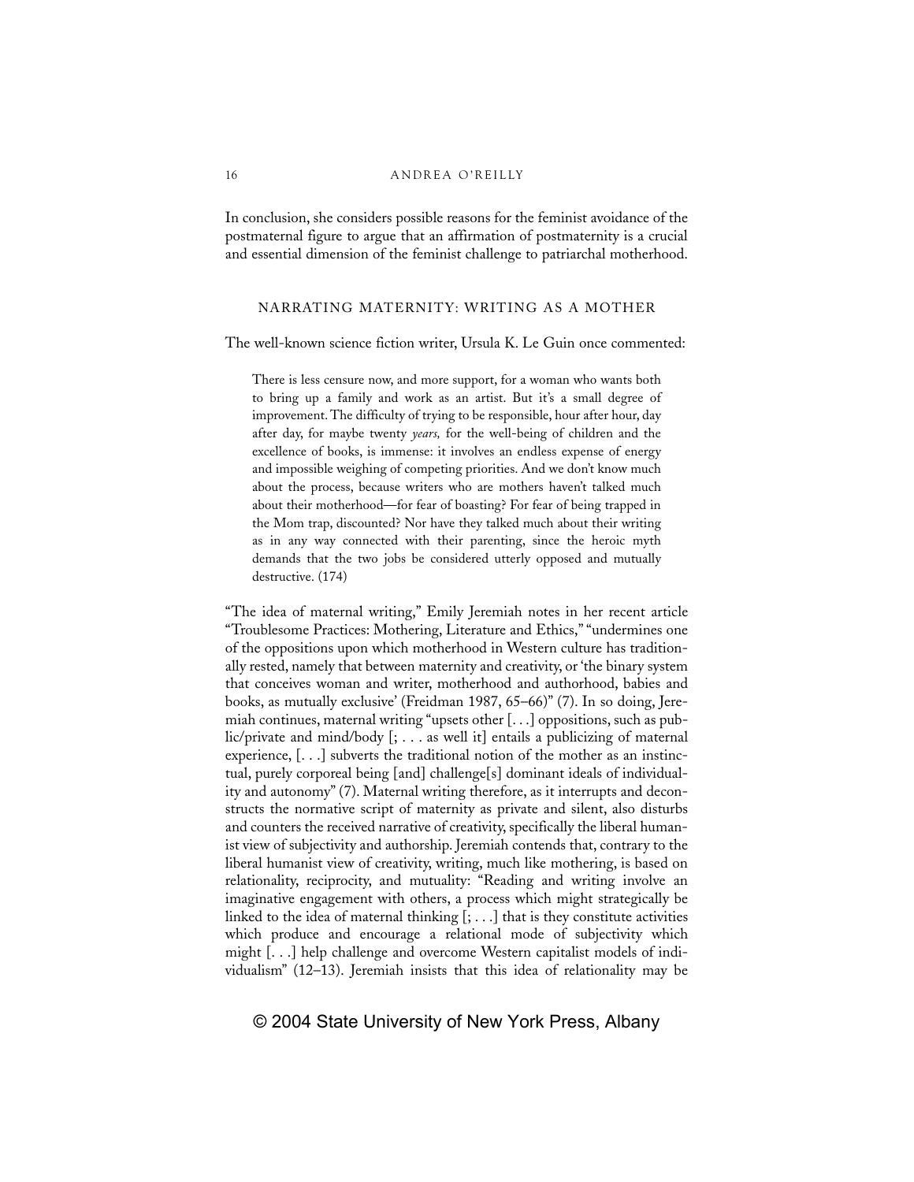In conclusion, she considers possible reasons for the feminist avoidance of the postmaternal figure to argue that an affirmation of postmaternity is a crucial and essential dimension of the feminist challenge to patriarchal motherhood.

## NARRATING MATERNITY: WRITING AS A MOTHER

The well-known science fiction writer, Ursula K. Le Guin once commented:

> There is less censure now, and more support, for a woman who wants both to bring up a family and work as an artist. But it's a small degree of improvement. The difficulty of trying to be responsible, hour after hour, day after day, for maybe twenty *years,* for the well-being of children and the excellence of books, is immense: it involves an endless expense of energy and impossible weighing of competing priorities. And we don't know much about the process, because writers who are mothers haven't talked much about their motherhood—for fear of boasting? For fear of being trapped in the Mom trap, discounted? Nor have they talked much about their writing as in any way connected with their parenting, since the heroic myth demands that the two jobs be considered utterly opposed and mutually destructive. (174)

"The idea of maternal writing," Emily Jeremiah notes in her recent article "Troublesome Practices: Mothering, Literature and Ethics," "undermines one of the oppositions upon which motherhood in Western culture has traditionally rested, namely that between maternity and creativity, or 'the binary system that conceives woman and writer, motherhood and authorhood, babies and books, as mutually exclusive' (Freidman 1987, 65–66)" (7). In so doing, Jeremiah continues, maternal writing "upsets other [. . .] oppositions, such as public/private and mind/body [; . . . as well it] entails a publicizing of maternal experience, [. . .] subverts the traditional notion of the mother as an instinctual, purely corporeal being [and] challenge[s] dominant ideals of individuality and autonomy" (7). Maternal writing therefore, as it interrupts and deconstructs the normative script of maternity as private and silent, also disturbs and counters the received narrative of creativity, specifically the liberal humanist view of subjectivity and authorship. Jeremiah contends that, contrary to the liberal humanist view of creativity, writing, much like mothering, is based on relationality, reciprocity, and mutuality: "Reading and writing involve an imaginative engagement with others, a process which might strategically be linked to the idea of maternal thinking [; . . .] that is they constitute activities which produce and encourage a relational mode of subjectivity which might [. . .] help challenge and overcome Western capitalist models of individualism" (12–13). Jeremiah insists that this idea of relationality may be

© 2004 State University of New York Press, Albany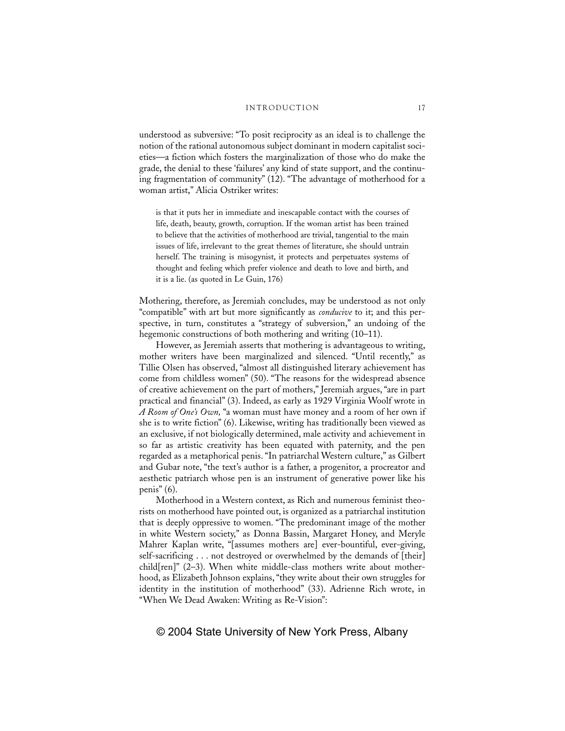understood as subversive: "To posit reciprocity as an ideal is to challenge the notion of the rational autonomous subject dominant in modern capitalist societies—a fiction which fosters the marginalization of those who do make the grade, the denial to these 'failures' any kind of state support, and the continuing fragmentation of community" (12). "The advantage of motherhood for a woman artist," Alicia Ostriker writes:

> is that it puts her in immediate and inescapable contact with the courses of life, death, beauty, growth, corruption. If the woman artist has been trained to believe that the activities of motherhood are trivial, tangential to the main issues of life, irrelevant to the great themes of literature, she should untrain herself. The training is misogynist, it protects and perpetuates systems of thought and feeling which prefer violence and death to love and birth, and it is a lie. (as quoted in Le Guin, 176)

Mothering, therefore, as Jeremiah concludes, may be understood as not only "compatible" with art but more significantly as *conducive* to it; and this perspective, in turn, constitutes a "strategy of subversion," an undoing of the hegemonic constructions of both mothering and writing (10–11).

However, as Jeremiah asserts that mothering is advantageous to writing, mother writers have been marginalized and silenced. "Until recently," as Tillie Olsen has observed, "almost all distinguished literary achievement has come from childless women" (50). "The reasons for the widespread absence of creative achievement on the part of mothers," Jeremiah argues, "are in part practical and financial" (3). Indeed, as early as 1929 Virginia Woolf wrote in *A Room of One's Own,* "a woman must have money and a room of her own if she is to write fiction" (6). Likewise, writing has traditionally been viewed as an exclusive, if not biologically determined, male activity and achievement in so far as artistic creativity has been equated with paternity, and the pen regarded as a metaphorical penis. "In patriarchal Western culture," as Gilbert and Gubar note, "the text's author is a father, a progenitor, a procreator and aesthetic patriarch whose pen is an instrument of generative power like his penis" (6).

Motherhood in a Western context, as Rich and numerous feminist theorists on motherhood have pointed out, is organized as a patriarchal institution that is deeply oppressive to women. "The predominant image of the mother in white Western society," as Donna Bassin, Margaret Honey, and Meryle Mahrer Kaplan write, "[assumes mothers are] ever-bountiful, ever-giving, self-sacrificing . . . not destroyed or overwhelmed by the demands of [their] child[ren]" (2–3). When white middle-class mothers write about motherhood, as Elizabeth Johnson explains, "they write about their own struggles for identity in the institution of motherhood" (33). Adrienne Rich wrote, in "When We Dead Awaken: Writing as Re-Vision":

© 2004 State University of New York Press, Albany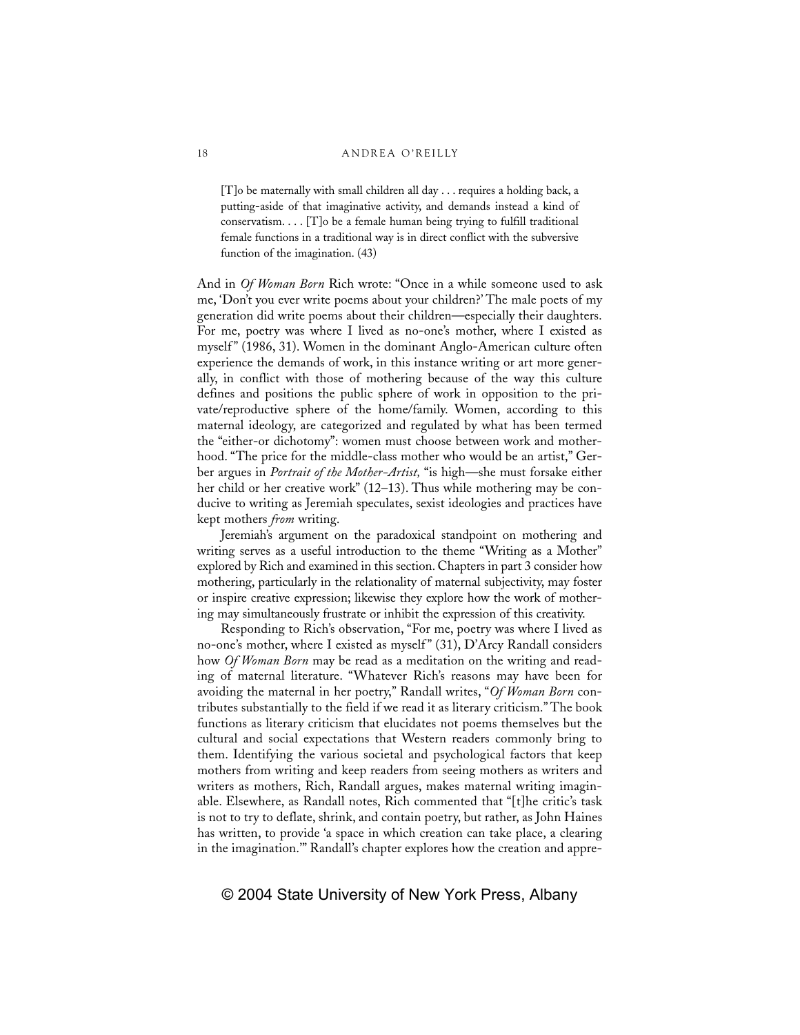> [T]o be maternally with small children all day . . . requires a holding back, a putting-aside of that imaginative activity, and demands instead a kind of conservatism. . . . [T]o be a female human being trying to fulfill traditional female functions in a traditional way is in direct conflict with the subversive function of the imagination. (43)

And in *Of Woman Born* Rich wrote: "Once in a while someone used to ask me, 'Don't you ever write poems about your children?' The male poets of my generation did write poems about their children—especially their daughters. For me, poetry was where I lived as no-one's mother, where I existed as myself" (1986, 31). Women in the dominant Anglo-American culture often experience the demands of work, in this instance writing or art more generally, in conflict with those of mothering because of the way this culture defines and positions the public sphere of work in opposition to the private/reproductive sphere of the home/family. Women, according to this maternal ideology, are categorized and regulated by what has been termed the "either-or dichotomy": women must choose between work and motherhood. "The price for the middle-class mother who would be an artist," Gerber argues in *Portrait of the Mother-Artist,* "is high—she must forsake either her child or her creative work" (12–13). Thus while mothering may be conducive to writing as Jeremiah speculates, sexist ideologies and practices have kept mothers *from* writing.

Jeremiah's argument on the paradoxical standpoint on mothering and writing serves as a useful introduction to the theme "Writing as a Mother" explored by Rich and examined in this section. Chapters in part 3 consider how mothering, particularly in the relationality of maternal subjectivity, may foster or inspire creative expression; likewise they explore how the work of mothering may simultaneously frustrate or inhibit the expression of this creativity.

Responding to Rich's observation, "For me, poetry was where I lived as no-one's mother, where I existed as myself" (31), D'Arcy Randall considers how *Of Woman Born* may be read as a meditation on the writing and reading of maternal literature. "Whatever Rich's reasons may have been for avoiding the maternal in her poetry," Randall writes, "*Of Woman Born* contributes substantially to the field if we read it as literary criticism." The book functions as literary criticism that elucidates not poems themselves but the cultural and social expectations that Western readers commonly bring to them. Identifying the various societal and psychological factors that keep mothers from writing and keep readers from seeing mothers as writers and writers as mothers, Rich, Randall argues, makes maternal writing imaginable. Elsewhere, as Randall notes, Rich commented that "[t]he critic's task is not to try to deflate, shrink, and contain poetry, but rather, as John Haines has written, to provide 'a space in which creation can take place, a clearing in the imagination.'" Randall's chapter explores how the creation and appre-

© 2004 State University of New York Press, Albany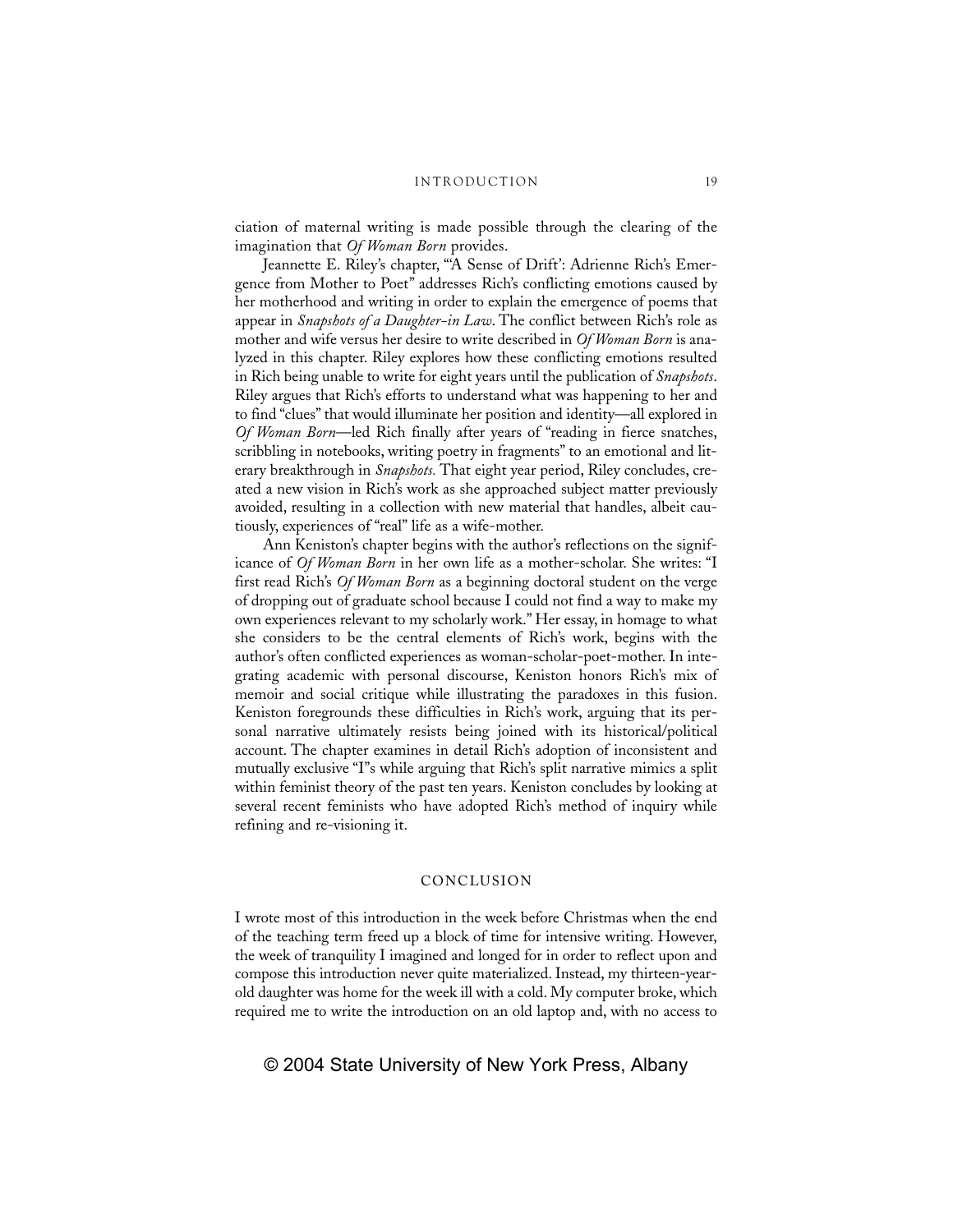ciation of maternal writing is made possible through the clearing of the imagination that *Of Woman Born* provides.

Jeannette E. Riley's chapter, "'A Sense of Drift': Adrienne Rich's Emergence from Mother to Poet" addresses Rich's conflicting emotions caused by her motherhood and writing in order to explain the emergence of poems that appear in *Snapshots of a Daughter-in Law*. The conflict between Rich's role as mother and wife versus her desire to write described in *Of Woman Born* is analyzed in this chapter. Riley explores how these conflicting emotions resulted in Rich being unable to write for eight years until the publication of *Snapshots*. Riley argues that Rich's efforts to understand what was happening to her and to find "clues" that would illuminate her position and identity—all explored in *Of Woman Born*—led Rich finally after years of "reading in fierce snatches, scribbling in notebooks, writing poetry in fragments" to an emotional and literary breakthrough in *Snapshots.* That eight year period, Riley concludes, created a new vision in Rich's work as she approached subject matter previously avoided, resulting in a collection with new material that handles, albeit cautiously, experiences of "real" life as a wife-mother.

Ann Keniston's chapter begins with the author's reflections on the significance of *Of Woman Born* in her own life as a mother-scholar. She writes: "I first read Rich's *Of Woman Born* as a beginning doctoral student on the verge of dropping out of graduate school because I could not find a way to make my own experiences relevant to my scholarly work." Her essay, in homage to what she considers to be the central elements of Rich's work, begins with the author's often conflicted experiences as woman-scholar-poet-mother. In integrating academic with personal discourse, Keniston honors Rich's mix of memoir and social critique while illustrating the paradoxes in this fusion. Keniston foregrounds these difficulties in Rich's work, arguing that its personal narrative ultimately resists being joined with its historical/political account. The chapter examines in detail Rich's adoption of inconsistent and mutually exclusive "I"s while arguing that Rich's split narrative mimics a split within feminist theory of the past ten years. Keniston concludes by looking at several recent feminists who have adopted Rich's method of inquiry while refining and re-visioning it.

## CONCLUSION

I wrote most of this introduction in the week before Christmas when the end of the teaching term freed up a block of time for intensive writing. However, the week of tranquility I imagined and longed for in order to reflect upon and compose this introduction never quite materialized. Instead, my thirteen-year-old daughter was home for the week ill with a cold. My computer broke, which required me to write the introduction on an old laptop and, with no access to

© 2004 State University of New York Press, Albany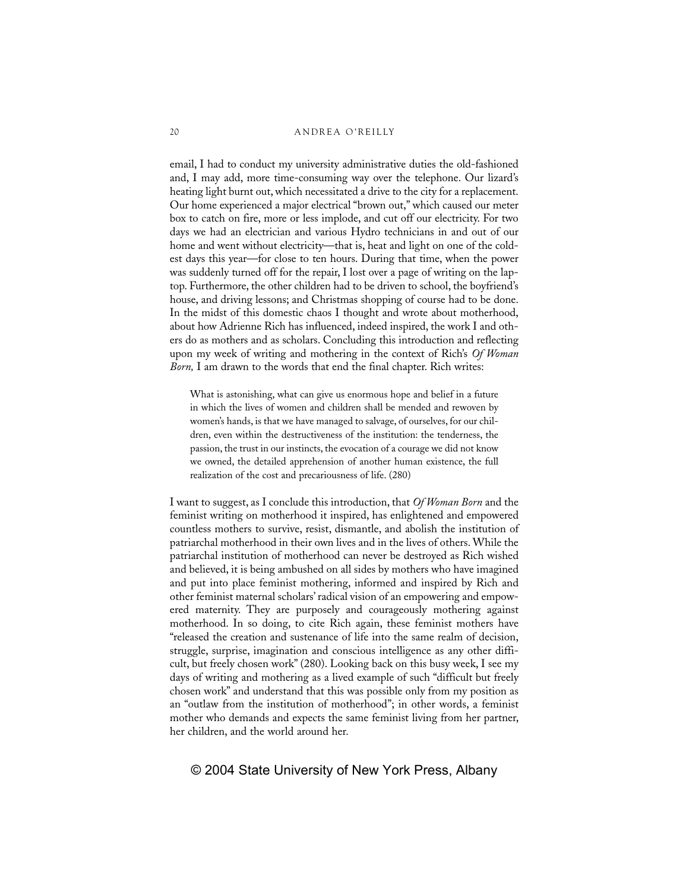email, I had to conduct my university administrative duties the old-fashioned and, I may add, more time-consuming way over the telephone. Our lizard's heating light burnt out, which necessitated a drive to the city for a replacement. Our home experienced a major electrical "brown out," which caused our meter box to catch on fire, more or less implode, and cut off our electricity. For two days we had an electrician and various Hydro technicians in and out of our home and went without electricity—that is, heat and light on one of the coldest days this year—for close to ten hours. During that time, when the power was suddenly turned off for the repair, I lost over a page of writing on the laptop. Furthermore, the other children had to be driven to school, the boyfriend's house, and driving lessons; and Christmas shopping of course had to be done. In the midst of this domestic chaos I thought and wrote about motherhood, about how Adrienne Rich has influenced, indeed inspired, the work I and others do as mothers and as scholars. Concluding this introduction and reflecting upon my week of writing and mothering in the context of Rich's *Of Woman Born,* I am drawn to the words that end the final chapter. Rich writes:

> What is astonishing, what can give us enormous hope and belief in a future in which the lives of women and children shall be mended and rewoven by women's hands, is that we have managed to salvage, of ourselves, for our children, even within the destructiveness of the institution: the tenderness, the passion, the trust in our instincts, the evocation of a courage we did not know we owned, the detailed apprehension of another human existence, the full realization of the cost and precariousness of life. (280)

I want to suggest, as I conclude this introduction, that *Of Woman Born* and the feminist writing on motherhood it inspired, has enlightened and empowered countless mothers to survive, resist, dismantle, and abolish the institution of patriarchal motherhood in their own lives and in the lives of others. While the patriarchal institution of motherhood can never be destroyed as Rich wished and believed, it is being ambushed on all sides by mothers who have imagined and put into place feminist mothering, informed and inspired by Rich and other feminist maternal scholars' radical vision of an empowering and empowered maternity. They are purposely and courageously mothering against motherhood. In so doing, to cite Rich again, these feminist mothers have "released the creation and sustenance of life into the same realm of decision, struggle, surprise, imagination and conscious intelligence as any other difficult, but freely chosen work" (280). Looking back on this busy week, I see my days of writing and mothering as a lived example of such "difficult but freely chosen work" and understand that this was possible only from my position as an "outlaw from the institution of motherhood"; in other words, a feminist mother who demands and expects the same feminist living from her partner, her children, and the world around her.

© 2004 State University of New York Press, Albany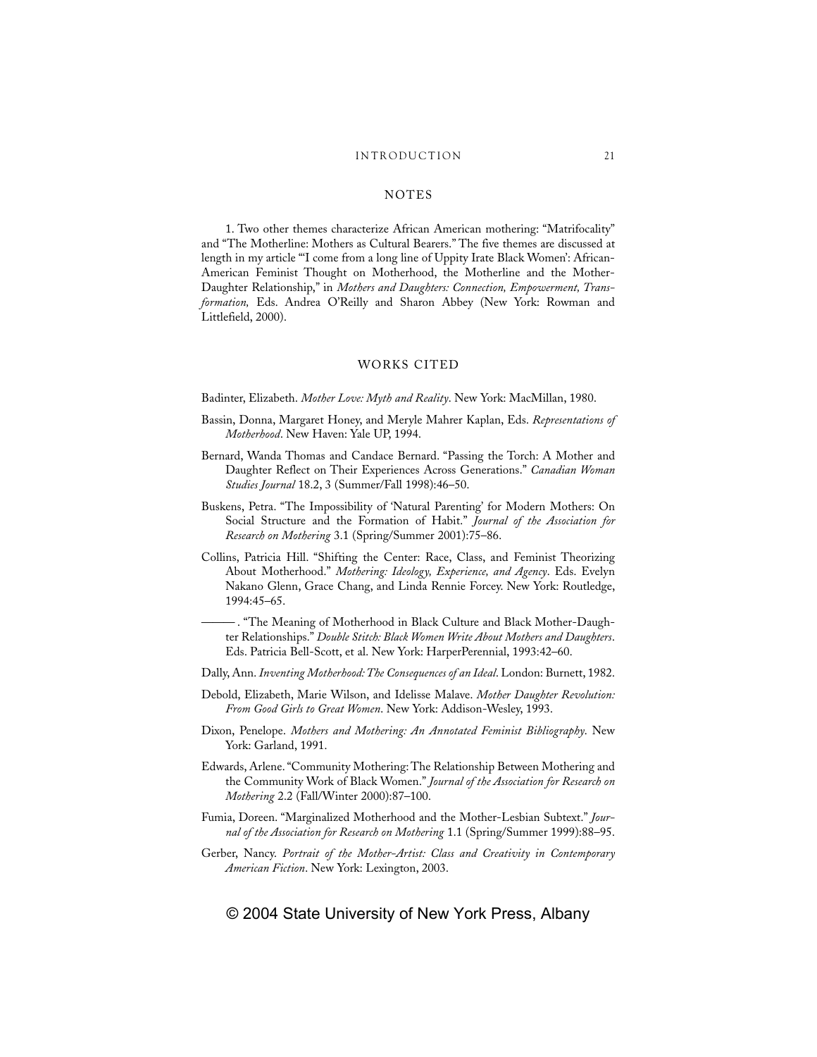## NOTES

1. Two other themes characterize African American mothering: "Matrifocality" and "The Motherline: Mothers as Cultural Bearers." The five themes are discussed at length in my article "'I come from a long line of Uppity Irate Black Women': African-American Feminist Thought on Motherhood, the Motherline and the Mother-Daughter Relationship," in *Mothers and Daughters: Connection, Empowerment, Transformation,* Eds. Andrea O'Reilly and Sharon Abbey (New York: Rowman and Littlefield, 2000).

## WORKS CITED

Badinter, Elizabeth. *Mother Love: Myth and Reality*. New York: MacMillan, 1980.

Bassin, Donna, Margaret Honey, and Meryle Mahrer Kaplan, Eds. *Representations of Motherhood*. New Haven: Yale UP, 1994.

Bernard, Wanda Thomas and Candace Bernard. "Passing the Torch: A Mother and Daughter Reflect on Their Experiences Across Generations." *Canadian Woman Studies Journal* 18.2, 3 (Summer/Fall 1998):46–50.

Buskens, Petra. "The Impossibility of 'Natural Parenting' for Modern Mothers: On Social Structure and the Formation of Habit." *Journal of the Association for Research on Mothering* 3.1 (Spring/Summer 2001):75–86.

Collins, Patricia Hill. "Shifting the Center: Race, Class, and Feminist Theorizing About Motherhood." *Mothering: Ideology, Experience, and Agency*. Eds. Evelyn Nakano Glenn, Grace Chang, and Linda Rennie Forcey. New York: Routledge, 1994:45–65.

———. "The Meaning of Motherhood in Black Culture and Black Mother-Daughter Relationships." *Double Stitch: Black Women Write About Mothers and Daughters*. Eds. Patricia Bell-Scott, et al. New York: HarperPerennial, 1993:42–60.

Dally, Ann. *Inventing Motherhood: The Consequences of an Ideal*. London: Burnett, 1982.

Debold, Elizabeth, Marie Wilson, and Idelisse Malave. *Mother Daughter Revolution: From Good Girls to Great Women*. New York: Addison-Wesley, 1993.

Dixon, Penelope. *Mothers and Mothering: An Annotated Feminist Bibliography*. New York: Garland, 1991.

Edwards, Arlene. "Community Mothering: The Relationship Between Mothering and the Community Work of Black Women." *Journal of the Association for Research on Mothering* 2.2 (Fall/Winter 2000):87–100.

Fumia, Doreen. "Marginalized Motherhood and the Mother-Lesbian Subtext." *Journal of the Association for Research on Mothering* 1.1 (Spring/Summer 1999):88–95.

Gerber, Nancy. *Portrait of the Mother-Artist: Class and Creativity in Contemporary American Fiction*. New York: Lexington, 2003.

© 2004 State University of New York Press, Albany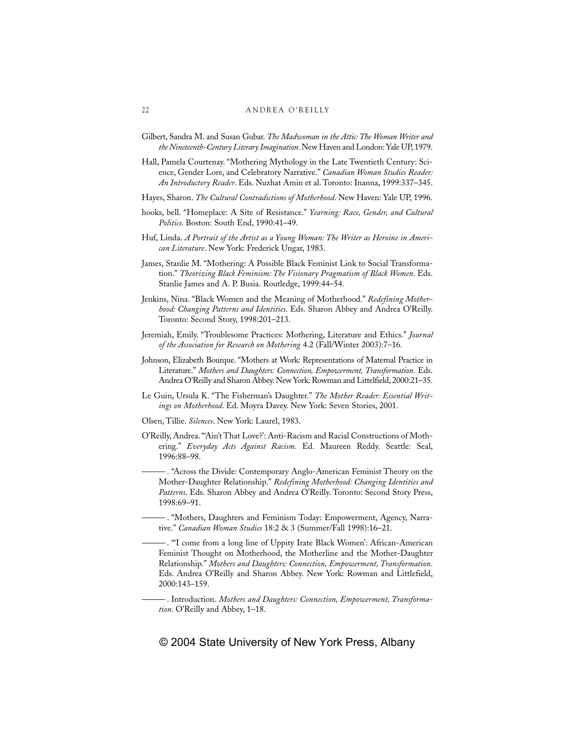Gilbert, Sandra M. and Susan Gubar. *The Madwoman in the Attic: The Woman Writer and the Nineteenth-Century Literary Imagination*. New Haven and London: Yale UP, 1979.

Hall, Pamela Courtenay. "Mothering Mythology in the Late Twentieth Century: Science, Gender Lore, and Celebratory Narrative." *Canadian Woman Studies Reader: An Introductory Reader*. Eds. Nuzhat Amin et al. Toronto: Inanna, 1999:337–345.

Hayes, Sharon. *The Cultural Contradictions of Motherhood*. New Haven: Yale UP, 1996.

hooks, bell. "Homeplace: A Site of Resistance." *Yearning: Race, Gender, and Cultural Politics*. Boston: South End, 1990:41–49.

Huf, Linda. *A Portrait of the Artist as a Young Woman: The Writer as Heroine in American Literature*. New York: Frederick Ungar, 1983.

James, Stanlie M. "Mothering: A Possible Black Feminist Link to Social Transformation." *Theorizing Black Feminism: The Visionary Pragmatism of Black Women*. Eds. Stanlie James and A. P. Busia. Routledge, 1999:44–54.

Jenkins, Nina. "Black Women and the Meaning of Motherhood." *Redefining Motherhood: Changing Patterns and Identities*. Eds. Sharon Abbey and Andrea O'Reilly. Toronto: Second Story, 1998:201–213.

Jeremiah, Emily. "Troublesome Practices: Mothering, Literature and Ethics." *Journal of the Association for Research on Mothering* 4.2 (Fall/Winter 2003):7–16.

Johnson, Elizabeth Bourque. "Mothers at Work: Representations of Maternal Practice in Literature." *Mothers and Daughters: Connection, Empowerment, Transformation*. Eds. Andrea O'Reilly and Sharon Abbey. New York: Rowman and Littelfield, 2000:21–35.

Le Guin, Ursula K. "The Fisherman's Daughter." *The Mother Reader: Essential Writings on Motherhood*. Ed. Moyra Davey. New York: Seven Stories, 2001.

Olsen, Tillie. *Silences*. New York: Laurel, 1983.

O'Reilly, Andrea. "'Ain't That Love?': Anti-Racism and Racial Constructions of Mothering." *Everyday Acts Against Racism*. Ed. Maureen Reddy. Seattle: Seal, 1996:88–98.

———. "Across the Divide: Contemporary Anglo-American Feminist Theory on the Mother-Daughter Relationship." *Redefining Motherhood: Changing Identities and Patterns*. Eds. Sharon Abbey and Andrea O'Reilly. Toronto: Second Story Press, 1998:69–91.

———. "Mothers, Daughters and Feminism Today: Empowerment, Agency, Narrative." *Canadian Woman Studies* 18:2 & 3 (Summer/Fall 1998):16–21.

———. "'I come from a long line of Uppity Irate Black Women': African-American Feminist Thought on Motherhood, the Motherline and the Mother-Daughter Relationship." *Mothers and Daughters: Connection, Empowerment, Transformation*. Eds. Andrea O'Reilly and Sharon Abbey. New York: Rowman and Littlefield, 2000:143–159.

———. Introduction. *Mothers and Daughters: Connection, Empowerment, Transformation*. O'Reilly and Abbey, 1–18.

© 2004 State University of New York Press, Albany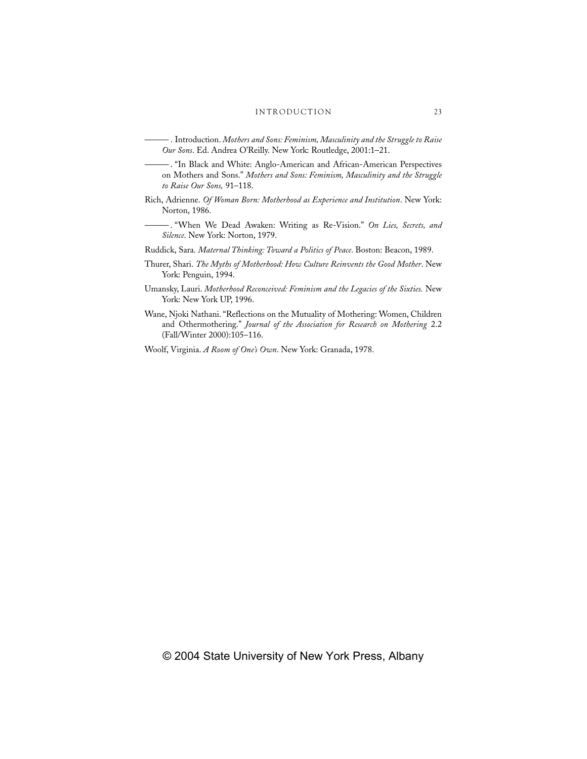———. Introduction. *Mothers and Sons: Feminism, Masculinity and the Struggle to Raise Our Sons*. Ed. Andrea O'Reilly. New York: Routledge, 2001:1–21.

———. "In Black and White: Anglo-American and African-American Perspectives on Mothers and Sons." *Mothers and Sons: Feminism, Masculinity and the Struggle to Raise Our Sons,* 91–118.

Rich, Adrienne. *Of Woman Born: Motherhood as Experience and Institution*. New York: Norton, 1986.

———. "When We Dead Awaken: Writing as Re-Vision." *On Lies, Secrets, and Silence.* New York: Norton, 1979.

Ruddick, Sara. *Maternal Thinking: Toward a Politics of Peace*. Boston: Beacon, 1989.

Thurer, Shari. *The Myths of Motherhood: How Culture Reinvents the Good Mother*. New York: Penguin, 1994.

Umansky, Lauri. *Motherhood Reconceived: Feminism and the Legacies of the Sixties.* New York: New York UP, 1996.

Wane, Njoki Nathani. "Reflections on the Mutuality of Mothering: Women, Children and Othermothering." *Journal of the Association for Research on Mothering* 2.2 (Fall/Winter 2000):105–116.

Woolf, Virginia. *A Room of One's Own*. New York: Granada, 1978.

© 2004 State University of New York Press, Albany